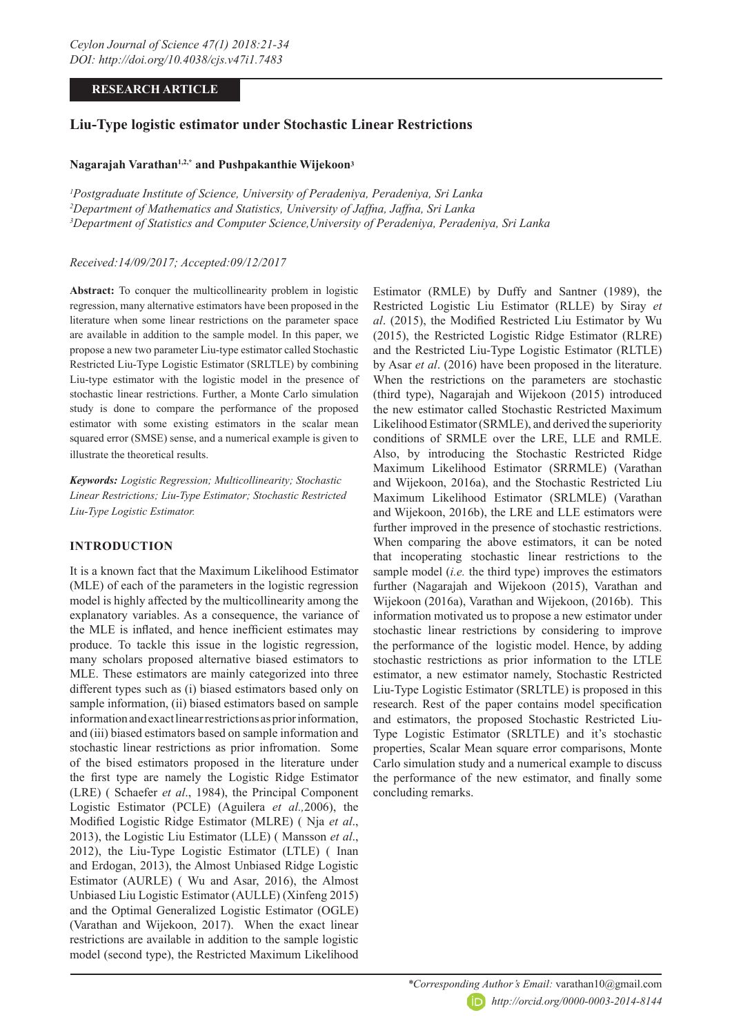RESEARCH ARTICLE

# Liu-Type logistic estimator under Stochastic Linear Restrictions

**Nagarajah Varathan[1,2,*] and Pushpakanthie Wijekoon[3]**

*[1]Postgraduate Institute of Science, University of Peradeniya, Peradeniya, Sri Lanka*
*[2]Department of Mathematics and Statistics, University of Jaffna, Jaffna, Sri Lanka*
*[3]Department of Statistics and Computer Science,University of Peradeniya, Peradeniya, Sri Lanka*

*Received:14/09/2017; Accepted:09/12/2017*

**Abstract:** To conquer the multicollinearity problem in logistic regression, many alternative estimators have been proposed in the literature when some linear restrictions on the parameter space are available in addition to the sample model. In this paper, we propose a new two parameter Liu-type estimator called Stochastic Restricted Liu-Type Logistic Estimator (SRLTLE) by combining Liu-type estimator with the logistic model in the presence of stochastic linear restrictions. Further, a Monte Carlo simulation study is done to compare the performance of the proposed estimator with some existing estimators in the scalar mean squared error (SMSE) sense, and a numerical example is given to illustrate the theoretical results.

***Keywords:*** *Logistic Regression; Multicollinearity; Stochastic Linear Restrictions; Liu-Type Estimator; Stochastic Restricted Liu-Type Logistic Estimator.*

## INTRODUCTION

It is a known fact that the Maximum Likelihood Estimator (MLE) of each of the parameters in the logistic regression model is highly affected by the multicollinearity among the explanatory variables. As a consequence, the variance of the MLE is inflated, and hence inefficient estimates may produce. To tackle this issue in the logistic regression, many scholars proposed alternative biased estimators to MLE. These estimators are mainly categorized into three different types such as (i) biased estimators based only on sample information, (ii) biased estimators based on sample information and exact linear restrictions as prior information, and (iii) biased estimators based on sample information and stochastic linear restrictions as prior infromation. Some of the bised estimators proposed in the literature under the first type are namely the Logistic Ridge Estimator (LRE) ( Schaefer *et al*., 1984), the Principal Component Logistic Estimator (PCLE) (Aguilera *et al.,*2006), the Modified Logistic Ridge Estimator (MLRE) ( Nja *et al*., 2013), the Logistic Liu Estimator (LLE) ( Mansson *et al*., 2012), the Liu-Type Logistic Estimator (LTLE) ( Inan and Erdogan, 2013), the Almost Unbiased Ridge Logistic Estimator (AURLE) ( Wu and Asar, 2016), the Almost Unbiased Liu Logistic Estimator (AULLE) (Xinfeng 2015) and the Optimal Generalized Logistic Estimator (OGLE) (Varathan and Wijekoon, 2017). When the exact linear restrictions are available in addition to the sample logistic model (second type), the Restricted Maximum Likelihood Estimator (RMLE) by Duffy and Santner (1989), the Restricted Logistic Liu Estimator (RLLE) by Siray *et al*. (2015), the Modified Restricted Liu Estimator by Wu (2015), the Restricted Logistic Ridge Estimator (RLRE) and the Restricted Liu-Type Logistic Estimator (RLTLE) by Asar *et al*. (2016) have been proposed in the literature. When the restrictions on the parameters are stochastic (third type), Nagarajah and Wijekoon (2015) introduced the new estimator called Stochastic Restricted Maximum Likelihood Estimator (SRMLE), and derived the superiority conditions of SRMLE over the LRE, LLE and RMLE. Also, by introducing the Stochastic Restricted Ridge Maximum Likelihood Estimator (SRRMLE) (Varathan and Wijekoon, 2016a), and the Stochastic Restricted Liu Maximum Likelihood Estimator (SRLMLE) (Varathan and Wijekoon, 2016b), the LRE and LLE estimators were further improved in the presence of stochastic restrictions. When comparing the above estimators, it can be noted that incoperating stochastic linear restrictions to the sample model (*i.e.* the third type) improves the estimators further (Nagarajah and Wijekoon (2015), Varathan and Wijekoon (2016a), Varathan and Wijekoon, (2016b). This information motivated us to propose a new estimator under stochastic linear restrictions by considering to improve the performance of the logistic model. Hence, by adding stochastic restrictions as prior information to the LTLE estimator, a new estimator namely, Stochastic Restricted Liu-Type Logistic Estimator (SRLTLE) is proposed in this research. Rest of the paper contains model specification and estimators, the proposed Stochastic Restricted Liu-Type Logistic Estimator (SRLTLE) and it's stochastic properties, Scalar Mean square error comparisons, Monte Carlo simulation study and a numerical example to discuss the performance of the new estimator, and finally some concluding remarks.

*\*Corresponding Author's Email:* varathan10@gmail.com
*http://orcid.org/0000-0003-2014-8144*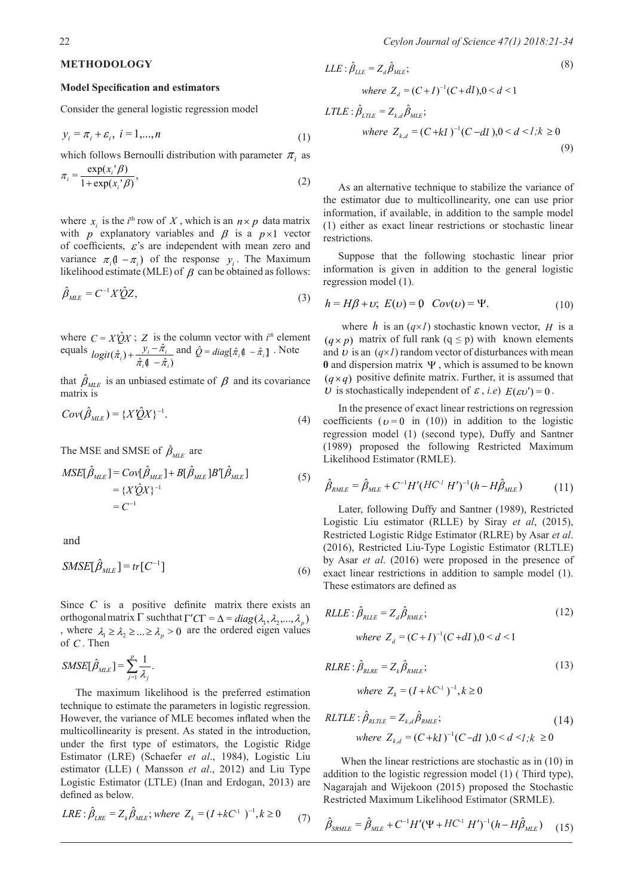## METHODOLOGY

### Model Specification and estimators

Consider the general logistic regression model

$$y_i = \pi_i + \varepsilon_i,\ i = 1,...,n \tag{1}$$

which follows Bernoulli distribution with parameter $\pi_i$ as

$$\pi_i = \frac{\exp(x_i'\beta)}{1+\exp(x_i'\beta)}, \tag{2}$$

where $x_i$ is the $i^{\text{th}}$ row of $X$, which is an $n \times p$ data matrix with $p$ explanatory variables and $\beta$ is a $p \times 1$ vector of coefficients, $\varepsilon$'s are independent with mean zero and variance $\pi_i(1-\pi_i)$ of the response $y_i$. The Maximum likelihood estimate (MLE) of $\beta$ can be obtained as follows:

$$\hat{\beta}_{MLE} = C^{-1}X'\hat{Q}Z, \tag{3}$$

where $C = X'\hat{Q}X$; $Z$ is the column vector with $i^{th}$ element equals $logit(\hat{\pi}_i) + \frac{y_i - \hat{\pi}_i}{\hat{\pi}_i(1-\hat{\pi}_i)}$ and $\hat{Q} = diag[\hat{\pi}_i(1-\hat{\pi}_i)]$. Note that $\hat{\beta}_{MLE}$ is an unbiased estimate of $\beta$ and its covariance matrix is

$$Cov(\hat{\beta}_{MLE}) = \{X'\hat{Q}X\}^{-1}. \tag{4}$$

The MSE and SMSE of $\hat{\beta}_{MLE}$ are

$$\begin{aligned} MSE[\hat{\beta}_{MLE}] &= Cov[\hat{\beta}_{MLE}] + B[\hat{\beta}_{MLE}]B'[\hat{\beta}_{MLE}] \\ &= \{X'\hat{Q}X\}^{-1} \\ &= C^{-1} \end{aligned} \tag{5}$$

and

$$SMSE[\hat{\beta}_{MLE}] = tr[C^{-1}] \tag{6}$$

Since $C$ is a positive definite matrix there exists an orthogonal matrix $\Gamma$ such that $\Gamma'C\Gamma = \Delta = diag(\lambda_1, \lambda_2, ..., \lambda_p)$, where $\lambda_1 \geq \lambda_2 \geq ... \geq \lambda_p > 0$ are the ordered eigen values of $C$. Then

$$SMSE[\hat{\beta}_{MLE}] = \sum_{j=1}^{p} \frac{1}{\lambda_j}.$$

The maximum likelihood is the preferred estimation technique to estimate the parameters in logistic regression. However, the variance of MLE becomes inflated when the multicollinearity is present. As stated in the introduction, under the first type of estimators, the Logistic Ridge Estimator (LRE) (Schaefer *et al*., 1984), Logistic Liu estimator (LLE) ( Mansson *et al*., 2012) and Liu Type Logistic Estimator (LTLE) (Inan and Erdogan, 2013) are defined as below.

$$LRE: \hat{\beta}_{LRE} = Z_k\hat{\beta}_{MLE};\ where\ Z_k = (I + kC^{-1})^{-1}, k \geq 0 \tag{7}$$

$$LLE: \hat{\beta}_{LLE} = Z_d\hat{\beta}_{MLE}; \tag{8}$$

$$where\ Z_d = (C+I)^{-1}(C+dI), 0 < d < 1$$

$$LTLE: \hat{\beta}_{LTLE} = Z_{k,d}\hat{\beta}_{MLE};$$

$$where\ Z_{k,d} = (C+kI)^{-1}(C-dI), 0 < d < 1; k \geq 0 \tag{9}$$

As an alternative technique to stabilize the variance of the estimator due to multicollinearity, one can use prior information, if available, in addition to the sample model (1) either as exact linear restrictions or stochastic linear restrictions.

Suppose that the following stochastic linear prior information is given in addition to the general logistic regression model (1).

$$h = H\beta + \upsilon;\ E(\upsilon) = 0,\ \ Cov(\upsilon) = \Psi. \tag{10}$$

where $h$ is an $(q \times 1)$ stochastic known vector, $H$ is a $(q \times p)$ matrix of full rank ($q \leq p$) with known elements and $\upsilon$ is an $(q \times 1)$ random vector of disturbances with mean **0** and dispersion matrix $\Psi$, which is assumed to be known $(q \times q)$ positive definite matrix. Further, it is assumed that $\upsilon$ is stochastically independent of $\varepsilon$, *i.e*) $E(\varepsilon\upsilon') = 0$.

In the presence of exact linear restrictions on regression coefficients ($\upsilon = 0$ in (10)) in addition to the logistic regression model (1) (second type), Duffy and Santner (1989) proposed the following Restricted Maximum Likelihood Estimator (RMLE).

$$\hat{\beta}_{RMLE} = \hat{\beta}_{MLE} + C^{-1}H'(HC^{-1}H')^{-1}(h - H\hat{\beta}_{MLE}) \tag{11}$$

Later, following Duffy and Santner (1989), Restricted Logistic Liu estimator (RLLE) by Siray *et al*, (2015), Restricted Logistic Ridge Estimator (RLRE) by Asar *et al*. (2016), Restricted Liu-Type Logistic Estimator (RLTLE) by Asar *et al*. (2016) were proposed in the presence of exact linear restrictions in addition to sample model (1). These estimators are defined as

$$RLLE: \hat{\beta}_{RLLE} = Z_d\hat{\beta}_{RMLE}; \tag{12}$$

$$where\ Z_d = (C+I)^{-1}(C+dI), 0 < d < 1$$

$$RLRE: \hat{\beta}_{RLRE} = Z_k\hat{\beta}_{RMLE}; \tag{13}$$

$$where\ Z_k = (I + kC^{-1})^{-1}, k \geq 0$$

$$RLTLE: \hat{\beta}_{RLTLE} = Z_{k,d}\hat{\beta}_{RMLE}; \tag{14}$$

$$where\ Z_{k,d} = (C+kI)^{-1}(C-dI), 0 < d < 1; k \geq 0$$

When the linear restrictions are stochastic as in (10) in addition to the logistic regression model (1) ( Third type), Nagarajah and Wijekoon (2015) proposed the Stochastic Restricted Maximum Likelihood Estimator (SRMLE).

$$\hat{\beta}_{SRMLE} = \hat{\beta}_{MLE} + C^{-1}H'(\Psi + HC^{-1}H')^{-1}(h - H\hat{\beta}_{MLE}) \tag{15}$$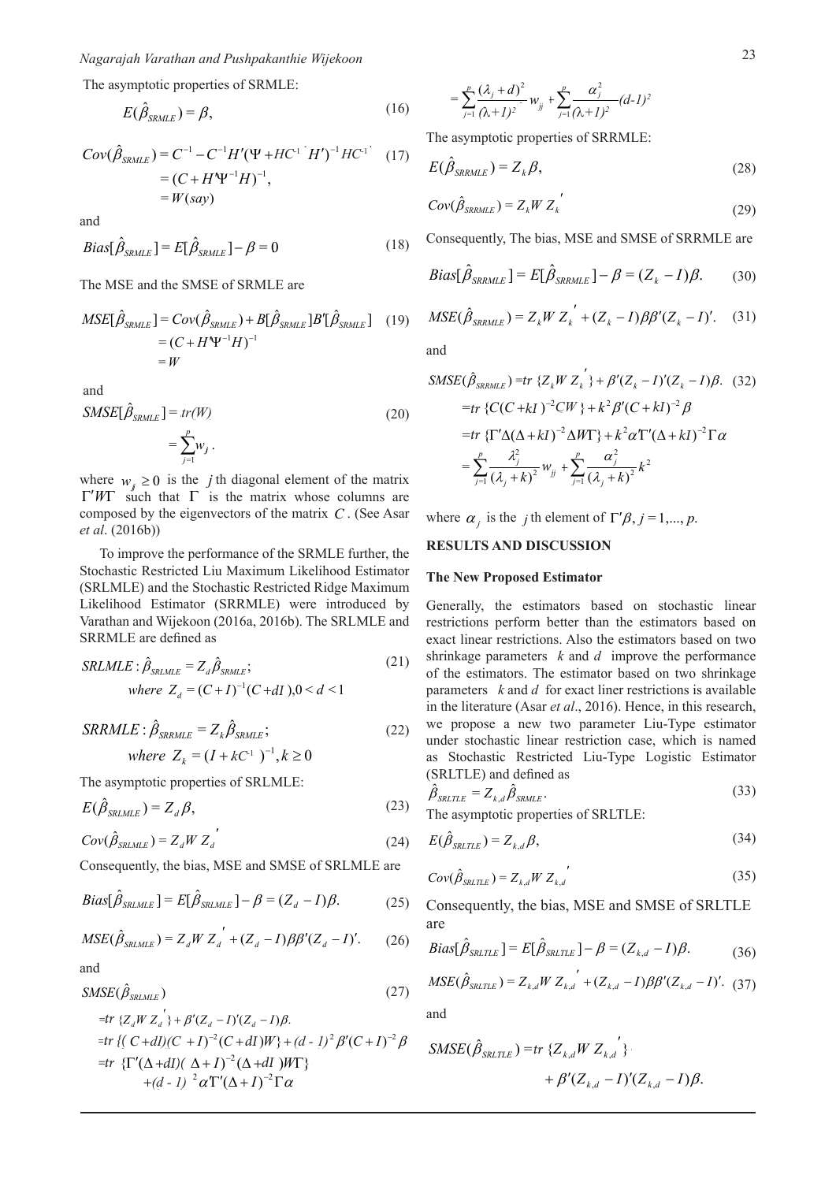The asymptotic properties of SRMLE:

$$E(\hat{\beta}_{SRMLE}) = \beta, \tag{16}$$

$$\begin{aligned} Cov(\hat{\beta}_{SRMLE}) &= C^{-1} - C^{-1}H'(\Psi + HC^{-1}H')^{-1}HC^{-1} \\ &= (C + H'\Psi^{-1}H)^{-1}, \\ &= W(say) \end{aligned} \tag{17}$$

and

$$Bias[\hat{\beta}_{SRMLE}] = E[\hat{\beta}_{SRMLE}] - \beta = 0 \tag{18}$$

The MSE and the SMSE of SRMLE are

$$\begin{aligned} MSE[\hat{\beta}_{SRMLE}] &= Cov(\hat{\beta}_{SRMLE}) + B[\hat{\beta}_{SRMLE}]B'[\hat{\beta}_{SRMLE}] \\ &= (C + H'\Psi^{-1}H)^{-1} \\ &= W \end{aligned} \tag{19}$$

and

$$\begin{aligned} SMSE[\hat{\beta}_{SRMLE}] &= tr(W) \\ &= \sum_{j=1}^{p} w_j . \end{aligned} \tag{20}$$

where $w_{jj} \geq 0$ is the $j$ th diagonal element of the matrix $\Gamma' W \Gamma$ such that $\Gamma$ is the matrix whose columns are composed by the eigenvectors of the matrix $C$. (See Asar *et al*. (2016b))

To improve the performance of the SRMLE further, the Stochastic Restricted Liu Maximum Likelihood Estimator (SRLMLE) and the Stochastic Restricted Ridge Maximum Likelihood Estimator (SRRMLE) were introduced by Varathan and Wijekoon (2016a, 2016b). The SRLMLE and SRRMLE are defined as

$$\begin{aligned} SRLMLE : \hat{\beta}_{SRLMLE} &= Z_d \hat{\beta}_{SRMLE}; \\ \text{where } Z_d &= (C+I)^{-1}(C+dI), 0 < d < 1 \end{aligned} \tag{21}$$

$$\begin{aligned} SRRMLE : \hat{\beta}_{SRRMLE} &= Z_k \hat{\beta}_{SRMLE}; \\ \text{where } Z_k &= (I + kC^{-1})^{-1}, k \geq 0 \end{aligned} \tag{22}$$

The asymptotic properties of SRLMLE:

$$E(\hat{\beta}_{SRLMLE}) = Z_d \beta, \tag{23}$$

$$Cov(\hat{\beta}_{SRLMLE}) = Z_d W Z_d' \tag{24}$$

Consequently, the bias, MSE and SMSE of SRLMLE are

$$Bias[\hat{\beta}_{SRLMLE}] = E[\hat{\beta}_{SRLMLE}] - \beta = (Z_d - I)\beta. \tag{25}$$

$$MSE(\hat{\beta}_{SRLMLE}) = Z_d W Z_d' + (Z_d - I)\beta\beta'(Z_d - I)'. \tag{26}$$

and

$$\begin{aligned} SMSE(\hat{\beta}_{SRLMLE}) & \\ &= tr\,\{Z_d W Z_d'\} + \beta'(Z_d - I)'(Z_d - I)\beta. \\ &= tr\,\{(C+dI)(C+I)^{-2}(C+dI)W\} + (d-1)^2 \beta'(C+I)^{-2}\beta \\ &= tr\,\{\Gamma'(\Delta+dI)(\Delta+I)^{-2}(\Delta+dI)W\Gamma\} \\ &\quad + (d-1)^2 \alpha'\Gamma'(\Delta+I)^{-2}\Gamma\alpha \\ &= \sum_{j=1}^{p} \frac{(\lambda_j + d)^2}{(\lambda+1)^2} w_{jj} + \sum_{j=1}^{p} \frac{\alpha_j^2}{(\lambda+1)^2}(d-1)^2 \end{aligned} \tag{27}$$

The asymptotic properties of SRRMLE:

$$E(\hat{\beta}_{SRRMLE}) = Z_k \beta, \tag{28}$$

$$Cov(\hat{\beta}_{SRRMLE}) = Z_k W Z_k' \tag{29}$$

Consequently, The bias, MSE and SMSE of SRRMLE are

$$Bias[\hat{\beta}_{SRRMLE}] = E[\hat{\beta}_{SRRMLE}] - \beta = (Z_k - I)\beta. \tag{30}$$

$$MSE(\hat{\beta}_{SRRMLE}) = Z_k W Z_k' + (Z_k - I)\beta\beta'(Z_k - I)'. \tag{31}$$

and

$$\begin{aligned} SMSE(\hat{\beta}_{SRRMLE}) &= tr\,\{Z_k W Z_k'\} + \beta'(Z_k - I)'(Z_k - I)\beta. \\ &= tr\,\{C(C+kI)^{-2}CW\} + k^2\beta'(C+kI)^{-2}\beta \\ &= tr\,\{\Gamma'\Delta(\Delta+kI)^{-2}\Delta W\Gamma\} + k^2\alpha'\Gamma'(\Delta+kI)^{-2}\Gamma\alpha \\ &= \sum_{j=1}^{p} \frac{\lambda_j^2}{(\lambda_j + k)^2} w_{jj} + \sum_{j=1}^{p} \frac{\alpha_j^2}{(\lambda_j + k)^2} k^2 \end{aligned} \tag{32}$$

where $\alpha_j$ is the $j$ th element of $\Gamma'\beta, j = 1, ..., p$.

## RESULTS AND DISCUSSION

### The New Proposed Estimator

Generally, the estimators based on stochastic linear restrictions perform better than the estimators based on exact linear restrictions. Also the estimators based on two shrinkage parameters $k$ and $d$ improve the performance of the estimators. The estimator based on two shrinkage parameters $k$ and $d$ for exact liner restrictions is available in the literature (Asar *et al*., 2016). Hence, in this research, we propose a new two parameter Liu-Type estimator under stochastic linear restriction case, which is named as Stochastic Restricted Liu-Type Logistic Estimator (SRLTLE) and defined as

$$\hat{\beta}_{SRLTLE} = Z_{k,d} \hat{\beta}_{SRMLE}. \tag{33}$$

The asymptotic properties of SRLTLE:

$$E(\hat{\beta}_{SRLTLE}) = Z_{k,d} \beta, \tag{34}$$

$$Cov(\hat{\beta}_{SRLTLE}) = Z_{k,d} W Z_{k,d}' \tag{35}$$

Consequently, the bias, MSE and SMSE of SRLTLE are

$$Bias[\hat{\beta}_{SRLTLE}] = E[\hat{\beta}_{SRLTLE}] - \beta = (Z_{k,d} - I)\beta. \tag{36}$$

$$MSE(\hat{\beta}_{SRLTLE}) = Z_{k,d} W Z_{k,d}' + (Z_{k,d} - I)\beta\beta'(Z_{k,d} - I)'. \tag{37}$$

and

$$\begin{aligned} SMSE(\hat{\beta}_{SRLTLE}) &= tr\,\{Z_{k,d} W Z_{k,d}'\} \\ &\quad + \beta'(Z_{k,d} - I)'(Z_{k,d} - I)\beta. \end{aligned}$$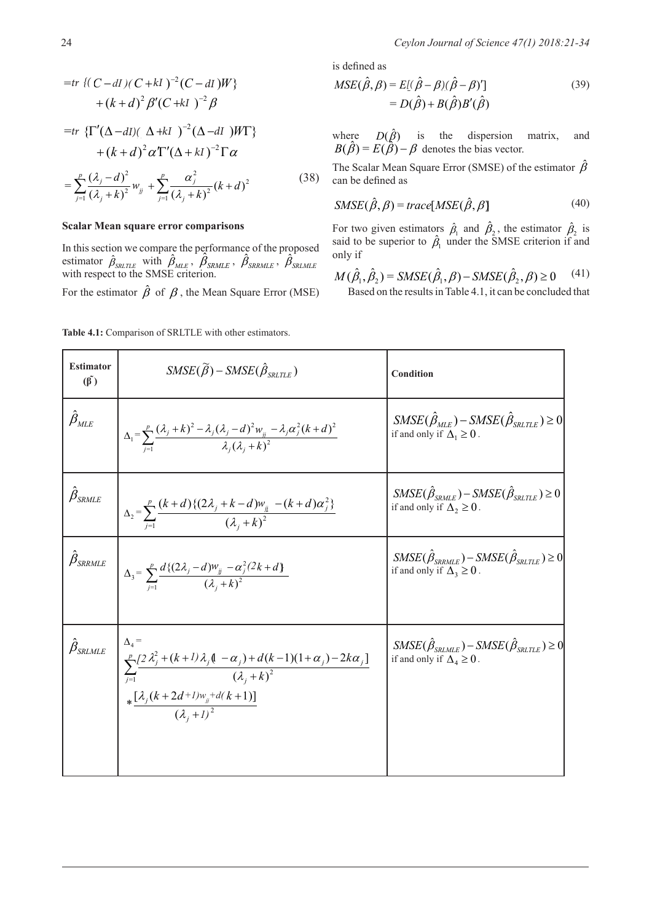$$=tr \{(C-dI)(C+kI)^{-2}(C-dI)W\} + (k+d)^2 \beta'(C+kI)^{-2}\beta$$

$$=tr \{\Gamma'(\Delta-dI)(\Delta+kI)^{-2}(\Delta-dI)W\Gamma\} + (k+d)^2 \alpha'\Gamma'(\Delta+kI)^{-2}\Gamma\alpha$$

$$=\sum_{j=1}^{p}\frac{(\lambda_j-d)^2}{(\lambda_j+k)^2}w_{jj}+\sum_{j=1}^{p}\frac{\alpha_j^2}{(\lambda_j+k)^2}(k+d)^2 \tag{38}$$

**Scalar Mean square error comparisons**

In this section we compare the performance of the proposed estimator $\hat{\beta}_{SRLTLE}$ with $\hat{\beta}_{MLE}$, $\hat{\beta}_{SRMLE}$, $\hat{\beta}_{SRRMLE}$, $\hat{\beta}_{SRLMLE}$ with respect to the SMSE criterion.

For the estimator $\hat{\beta}$ of $\beta$, the Mean Square Error (MSE) is defined as

$$MSE(\hat{\beta},\beta)=E[(\hat{\beta}-\beta)(\hat{\beta}-\beta)'] = D(\hat{\beta})+B(\hat{\beta})B'(\hat{\beta}) \tag{39}$$

where $D(\hat{\beta})$ is the dispersion matrix, and $B(\hat{\beta})=E(\hat{\beta})-\beta$ denotes the bias vector.

The Scalar Mean Square Error (SMSE) of the estimator $\hat{\beta}$ can be defined as

$$SMSE(\hat{\beta},\beta)=trace[MSE(\hat{\beta},\beta)] \tag{40}$$

For two given estimators $\hat{\beta}_1$ and $\hat{\beta}_2$, the estimator $\hat{\beta}_2$ is said to be superior to $\hat{\beta}_1$ under the SMSE criterion if and only if

$$M(\hat{\beta}_1,\hat{\beta}_2)=SMSE(\hat{\beta}_1,\beta)-SMSE(\hat{\beta}_2,\beta)\geq 0 \tag{41}$$

Based on the results in Table 4.1, it can be concluded that

**Table 4.1:** Comparison of SRLTLE with other estimators.

| **Estimator** ($\tilde{\beta}$) | $SMSE(\tilde{\beta})-SMSE(\hat{\beta}_{SRLTLE})$ | **Condition** |
|---|---|---|
| $\hat{\beta}_{MLE}$ | $\Delta_1=\sum_{j=1}^{p}\frac{(\lambda_j+k)^2-\lambda_j(\lambda_j-d)^2w_{jj}-\lambda_j\alpha_j^2(k+d)^2}{\lambda_j(\lambda_j+k)^2}$ | $SMSE(\hat{\beta}_{MLE})-SMSE(\hat{\beta}_{SRLTLE})\geq 0$ if and only if $\Delta_1\geq 0$. |
| $\hat{\beta}_{SRMLE}$ | $\Delta_2=\sum_{j=1}^{p}\frac{(k+d)\{(2\lambda_j+k-d)w_{jj}-(k+d)\alpha_j^2\}}{(\lambda_j+k)^2}$ | $SMSE(\hat{\beta}_{SRMLE})-SMSE(\hat{\beta}_{SRLTLE})\geq 0$ if and only if $\Delta_2\geq 0$. |
| $\hat{\beta}_{SRRMLE}$ | $\Delta_3=\sum_{j=1}^{p}\frac{d\{(2\lambda_j-d)w_{jj}-\alpha_j^2(2k+d)\}}{(\lambda_j+k)^2}$ | $SMSE(\hat{\beta}_{SRRMLE})-SMSE(\hat{\beta}_{SRLTLE})\geq 0$ if and only if $\Delta_3\geq 0$. |
| $\hat{\beta}_{SRLMLE}$ | $\Delta_4=\sum_{j=1}^{p}\frac{[2\lambda_j^2+(k+1)\lambda_j(1-\alpha_j)+d(k-1)(1+\alpha_j)-2k\alpha_j]}{(\lambda_j+k)^2} * \frac{[\lambda_j(k+2d+1)w_{jj}+d(k+1)]}{(\lambda_j+1)^2}$ | $SMSE(\hat{\beta}_{SRLMLE})-SMSE(\hat{\beta}_{SRLTLE})\geq 0$ if and only if $\Delta_4\geq 0$. |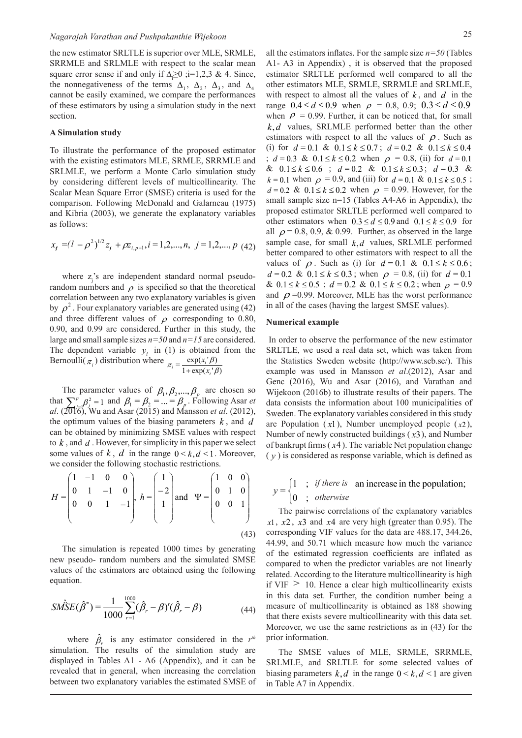the new estimator SRLTLE is superior over MLE, SRMLE, SRRMLE and SRLMLE with respect to the scalar mean square error sense if and only if $\Delta_i \geq 0$ ;i=1,2,3 & 4. Since, the nonnegativeness of the terms $\Delta_1$, $\Delta_2$, $\Delta_3$, and $\Delta_4$ cannot be easily examined, we compare the performances of these estimators by using a simulation study in the next section.

### A Simulation study

To illustrate the performance of the proposed estimator with the existing estimators MLE, SRMLE, SRRMLE and SRLMLE, we perform a Monte Carlo simulation study by considering different levels of multicollinearity. The Scalar Mean Square Error (SMSE) criteria is used for the comparison. Following McDonald and Galarneau (1975) and Kibria (2003), we generate the explanatory variables as follows:

$$x_{ij} = (1-\rho^2)^{1/2} z_{ij} + \rho z_{i,p+1}, i=1,2,...,n, \; j=1,2,...,p \tag{42}$$

where $z_{ij}$'s are independent standard normal pseudo-random numbers and $\rho$ is specified so that the theoretical correlation between any two explanatory variables is given by $\rho^2$. Four explanatory variables are generated using (42) and three different values of $\rho$ corresponding to 0.80, 0.90, and 0.99 are considered. Further in this study, the large and small sample sizes *n=50* and *n=15* are considered. The dependent variable $y_i$ in (1) is obtained from the Bernoulli($\pi_i$) distribution where $\pi_i = \frac{\exp(x_i'\beta)}{1+\exp(x_i'\beta)}$

The parameter values of $\beta_1, \beta_2, ..., \beta_p$ are chosen so that $\sum_{j=1}^{p} \beta_j^2 = 1$ and $\beta_1 = \beta_2 = ... = \beta_p$. Following Asar *et al*. (2016), Wu and Asar (2015) and Mansson *et al*. (2012), the optimum values of the biasing parameters $k$, and $d$ can be obtained by minimizing SMSE values with respect to $k$, and $d$. However, for simplicity in this paper we select some values of $k$, $d$ in the range $0 < k, d < 1$. Moreover, we consider the following stochastic restrictions.

$$H = \begin{pmatrix} 1 & -1 & 0 & 0 \\ 0 & 1 & -1 & 0 \\ 0 & 0 & 1 & -1 \end{pmatrix}, \; h = \begin{pmatrix} 1 \\ -2 \\ 1 \end{pmatrix} \text{ and } \Psi = \begin{pmatrix} 1 & 0 & 0 \\ 0 & 1 & 0 \\ 0 & 0 & 1 \end{pmatrix} \tag{43}$$

The simulation is repeated 1000 times by generating new pseudo- random numbers and the simulated SMSE values of the estimators are obtained using the following equation.

$$S\hat{M}\hat{S}E(\hat{\beta}^*) = \frac{1}{1000}\sum_{r=1}^{1000}(\hat{\beta}_r - \beta)'(\hat{\beta}_r - \beta) \tag{44}$$

where $\hat{\beta}_r$ is any estimator considered in the $r^{th}$ simulation. The results of the simulation study are displayed in Tables A1 - A6 (Appendix), and it can be revealed that in general, when increasing the correlation between two explanatory variables the estimated SMSE of all the estimators inflates. For the sample size *n=50* (Tables A1- A3 in Appendix) , it is observed that the proposed estimator SRLTLE performed well compared to all the other estimators MLE, SRMLE, SRRMLE and SRLMLE, with respect to almost all the values of $k$, and $d$ in the range $0.4 \leq d \leq 0.9$ when $\rho$ = 0.8, 0.9; $0.3 \leq d \leq 0.9$ when $\rho$ = 0.99. Further, it can be noticed that, for small $k, d$ values, SRLMLE performed better than the other estimators with respect to all the values of $\rho$. Such as (i) for $d = 0.1$ & $0.1 \leq k \leq 0.7$; $d = 0.2$ & $0.1 \leq k \leq 0.4$ ; $d = 0.3$ & $0.1 \leq k \leq 0.2$ when $\rho$ = 0.8, (ii) for $d = 0.1$ & $0.1 \leq k \leq 0.6$ ; $d = 0.2$ & $0.1 \leq k \leq 0.3$; $d = 0.3$ & $k = 0.1$ when $\rho$ = 0.9, and (iii) for $d = 0.1$ & $0.1 \leq k \leq 0.5$ ; $d = 0.2$ & $0.1 \leq k \leq 0.2$ when $\rho$ = 0.99. However, for the small sample size n=15 (Tables A4-A6 in Appendix), the proposed estimator SRLTLE performed well compared to other estimators when $0.3 \leq d \leq 0.9$ and $0.1 \leq k \leq 0.9$ for all $\rho$ = 0.8, 0.9, & 0.99. Further, as observed in the large sample case, for small $k, d$ values, SRLMLE performed better compared to other estimators with respect to all the values of $\rho$. Such as (i) for $d = 0.1$ & $0.1 \leq k \leq 0.6$; $d = 0.2$ & $0.1 \leq k \leq 0.3$; when $\rho$ = 0.8, (ii) for $d = 0.1$ & $0.1 \leq k \leq 0.5$ ; $d = 0.2$ & $0.1 \leq k \leq 0.2$; when $\rho$ = 0.9 and $\rho$ =0.99. Moreover, MLE has the worst performance in all of the cases (having the largest SMSE values).

### Numerical example

In order to observe the performance of the new estimator SRLTLE, we used a real data set, which was taken from the Statistics Sweden website (http://www.scb.se/). This example was used in Mansson *et al*.(2012), Asar and Genc (2016), Wu and Asar (2016), and Varathan and Wijekoon (2016b) to illustrate results of their papers. The data consists the information about 100 municipalities of Sweden. The explanatory variables considered in this study are Population ($x1$), Number unemployed people ($x2$), Number of newly constructed buildings ($x3$), and Number of bankrupt firms ($x4$). The variable Net population change ($y$) is considered as response variable, which is defined as

$$y = \begin{cases} 1 & ; \textit{ if there is } \text{ an increase in the population;} \\ 0 & ; \textit{ otherwise} \end{cases}$$

The pairwise correlations of the explanatory variables $x1$, $x2$, $x3$ and $x4$ are very high (greater than 0.95). The corresponding VIF values for the data are 488.17, 344.26, 44.99, and 50.71 which measure how much the variance of the estimated regression coefficients are inflated as compared to when the predictor variables are not linearly related. According to the literature multicollinearity is high if VIF > 10. Hence a clear high multicollinearity exists in this data set. Further, the condition number being a measure of multicollinearity is obtained as 188 showing that there exists severe multicollinearity with this data set. Moreover, we use the same restrictions as in (43) for the prior information.

The SMSE values of MLE, SRMLE, SRRMLE, SRLMLE, and SRLTLE for some selected values of biasing parameters $k, d$ in the range $0 < k, d < 1$ are given in Table A7 in Appendix.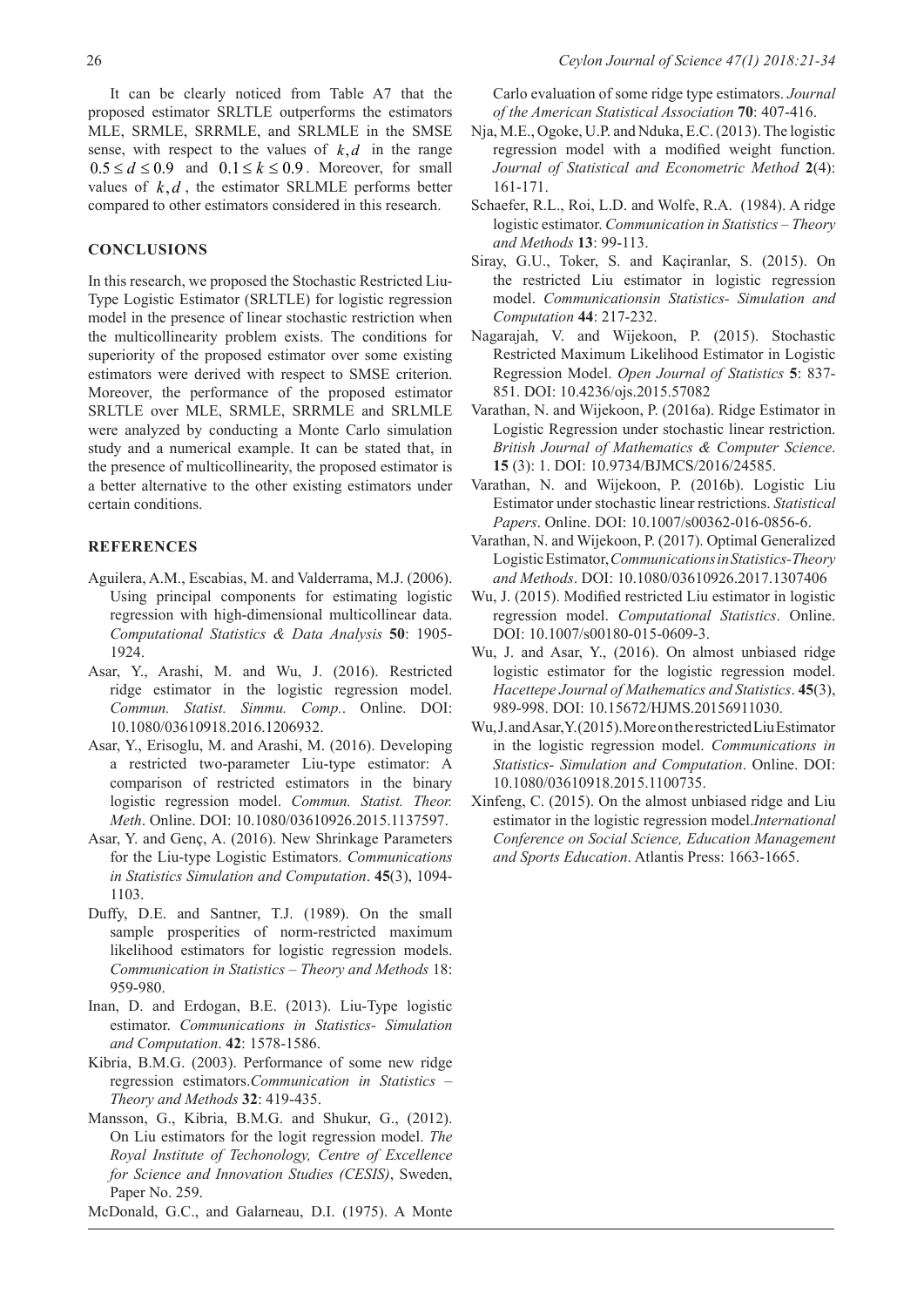It can be clearly noticed from Table A7 that the proposed estimator SRLTLE outperforms the estimators MLE, SRMLE, SRRMLE, and SRLMLE in the SMSE sense, with respect to the values of $k, d$ in the range $0.5 \leq d \leq 0.9$ and $0.1 \leq k \leq 0.9$. Moreover, for small values of $k, d$, the estimator SRLMLE performs better compared to other estimators considered in this research.

## CONCLUSIONS

In this research, we proposed the Stochastic Restricted Liu-Type Logistic Estimator (SRLTLE) for logistic regression model in the presence of linear stochastic restriction when the multicollinearity problem exists. The conditions for superiority of the proposed estimator over some existing estimators were derived with respect to SMSE criterion. Moreover, the performance of the proposed estimator SRLTLE over MLE, SRMLE, SRRMLE and SRLMLE were analyzed by conducting a Monte Carlo simulation study and a numerical example. It can be stated that, in the presence of multicollinearity, the proposed estimator is a better alternative to the other existing estimators under certain conditions.

## REFERENCES

Aguilera, A.M., Escabias, M. and Valderrama, M.J. (2006). Using principal components for estimating logistic regression with high-dimensional multicollinear data. *Computational Statistics & Data Analysis* **50**: 1905-1924.

Asar, Y., Arashi, M. and Wu, J. (2016). Restricted ridge estimator in the logistic regression model. *Commun. Statist. Simmu. Comp.*. Online. DOI: 10.1080/03610918.2016.1206932.

Asar, Y., Erisoglu, M. and Arashi, M. (2016). Developing a restricted two-parameter Liu-type estimator: A comparison of restricted estimators in the binary logistic regression model. *Commun. Statist. Theor. Meth*. Online. DOI: 10.1080/03610926.2015.1137597.

Asar, Y. and Genç, A. (2016). New Shrinkage Parameters for the Liu-type Logistic Estimators. *Communications in Statistics Simulation and Computation*. **45**(3), 1094-1103.

Duffy, D.E. and Santner, T.J. (1989). On the small sample prosperities of norm-restricted maximum likelihood estimators for logistic regression models. *Communication in Statistics – Theory and Methods* 18: 959-980.

Inan, D. and Erdogan, B.E. (2013). Liu-Type logistic estimator. *Communications in Statistics- Simulation and Computation*. **42**: 1578-1586.

Kibria, B.M.G. (2003). Performance of some new ridge regression estimators.*Communication in Statistics – Theory and Methods* **32**: 419-435.

Mansson, G., Kibria, B.M.G. and Shukur, G., (2012). On Liu estimators for the logit regression model. *The Royal Institute of Techonology, Centre of Excellence for Science and Innovation Studies (CESIS)*, Sweden, Paper No. 259.

McDonald, G.C., and Galarneau, D.I. (1975). A Monte Carlo evaluation of some ridge type estimators. *Journal of the American Statistical Association* **70**: 407-416.

Nja, M.E., Ogoke, U.P. and Nduka, E.C. (2013). The logistic regression model with a modified weight function. *Journal of Statistical and Econometric Method* **2**(4): 161-171.

Schaefer, R.L., Roi, L.D. and Wolfe, R.A. (1984). A ridge logistic estimator. *Communication in Statistics – Theory and Methods* **13**: 99-113.

Siray, G.U., Toker, S. and Kaçiranlar, S. (2015). On the restricted Liu estimator in logistic regression model. *Communicationsin Statistics- Simulation and Computation* **44**: 217-232.

Nagarajah, V. and Wijekoon, P. (2015). Stochastic Restricted Maximum Likelihood Estimator in Logistic Regression Model. *Open Journal of Statistics* **5**: 837-851. DOI: 10.4236/ojs.2015.57082

Varathan, N. and Wijekoon, P. (2016a). Ridge Estimator in Logistic Regression under stochastic linear restriction. *British Journal of Mathematics & Computer Science*. **15** (3): 1. DOI: 10.9734/BJMCS/2016/24585.

Varathan, N. and Wijekoon, P. (2016b). Logistic Liu Estimator under stochastic linear restrictions. *Statistical Papers*. Online. DOI: 10.1007/s00362-016-0856-6.

Varathan, N. and Wijekoon, P. (2017). Optimal Generalized Logistic Estimator, *Communications in Statistics-Theory and Methods*. DOI: 10.1080/03610926.2017.1307406

Wu, J. (2015). Modified restricted Liu estimator in logistic regression model. *Computational Statistics*. Online. DOI: 10.1007/s00180-015-0609-3.

Wu, J. and Asar, Y., (2016). On almost unbiased ridge logistic estimator for the logistic regression model. *Hacettepe Journal of Mathematics and Statistics*. **45**(3), 989-998. DOI: 10.15672/HJMS.20156911030.

Wu, J. and Asar, Y. (2015). More on the restricted Liu Estimator in the logistic regression model. *Communications in Statistics- Simulation and Computation*. Online. DOI: 10.1080/03610918.2015.1100735.

Xinfeng, C. (2015). On the almost unbiased ridge and Liu estimator in the logistic regression model.*International Conference on Social Science, Education Management and Sports Education*. Atlantis Press: 1663-1665.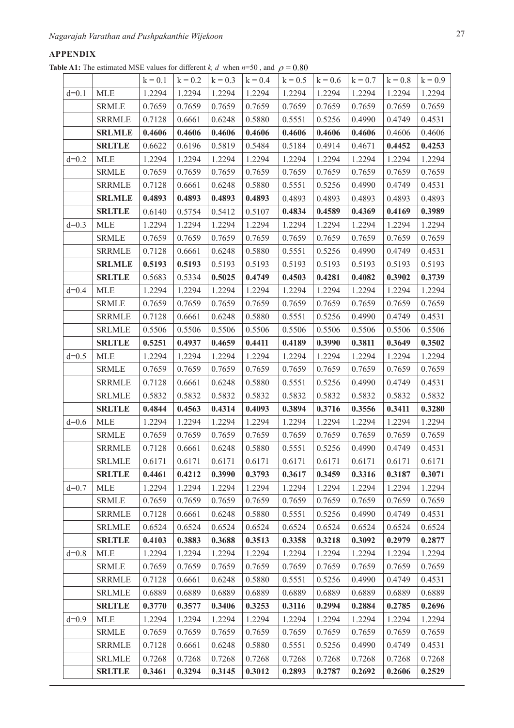## APPENDIX

**Table A1:** The estimated MSE values for different $k$, $d$ when $n$=50 , and $\rho = 0.80$

| | | k = 0.1 | k = 0.2 | k = 0.3 | k = 0.4 | k = 0.5 | k = 0.6 | k = 0.7 | k = 0.8 | k = 0.9 |
|---|---|---|---|---|---|---|---|---|---|---|
| d=0.1 | MLE | 1.2294 | 1.2294 | 1.2294 | 1.2294 | 1.2294 | 1.2294 | 1.2294 | 1.2294 | 1.2294 |
| | SRMLE | 0.7659 | 0.7659 | 0.7659 | 0.7659 | 0.7659 | 0.7659 | 0.7659 | 0.7659 | 0.7659 |
| | SRRMLE | 0.7128 | 0.6661 | 0.6248 | 0.5880 | 0.5551 | 0.5256 | 0.4990 | 0.4749 | 0.4531 |
| | **SRLMLE** | **0.4606** | **0.4606** | **0.4606** | **0.4606** | **0.4606** | **0.4606** | **0.4606** | 0.4606 | 0.4606 |
| | **SRLTLE** | 0.6622 | 0.6196 | 0.5819 | 0.5484 | 0.5184 | 0.4914 | 0.4671 | **0.4452** | **0.4253** |
| d=0.2 | MLE | 1.2294 | 1.2294 | 1.2294 | 1.2294 | 1.2294 | 1.2294 | 1.2294 | 1.2294 | 1.2294 |
| | SRMLE | 0.7659 | 0.7659 | 0.7659 | 0.7659 | 0.7659 | 0.7659 | 0.7659 | 0.7659 | 0.7659 |
| | SRRMLE | 0.7128 | 0.6661 | 0.6248 | 0.5880 | 0.5551 | 0.5256 | 0.4990 | 0.4749 | 0.4531 |
| | **SRLMLE** | **0.4893** | **0.4893** | **0.4893** | **0.4893** | 0.4893 | 0.4893 | 0.4893 | 0.4893 | 0.4893 |
| | **SRLTLE** | 0.6140 | 0.5754 | 0.5412 | 0.5107 | **0.4834** | **0.4589** | **0.4369** | **0.4169** | **0.3989** |
| d=0.3 | MLE | 1.2294 | 1.2294 | 1.2294 | 1.2294 | 1.2294 | 1.2294 | 1.2294 | 1.2294 | 1.2294 |
| | SRMLE | 0.7659 | 0.7659 | 0.7659 | 0.7659 | 0.7659 | 0.7659 | 0.7659 | 0.7659 | 0.7659 |
| | SRRMLE | 0.7128 | 0.6661 | 0.6248 | 0.5880 | 0.5551 | 0.5256 | 0.4990 | 0.4749 | 0.4531 |
| | **SRLMLE** | **0.5193** | **0.5193** | 0.5193 | 0.5193 | 0.5193 | 0.5193 | 0.5193 | 0.5193 | 0.5193 |
| | **SRLTLE** | 0.5683 | 0.5334 | **0.5025** | **0.4749** | **0.4503** | **0.4281** | **0.4082** | **0.3902** | **0.3739** |
| d=0.4 | MLE | 1.2294 | 1.2294 | 1.2294 | 1.2294 | 1.2294 | 1.2294 | 1.2294 | 1.2294 | 1.2294 |
| | SRMLE | 0.7659 | 0.7659 | 0.7659 | 0.7659 | 0.7659 | 0.7659 | 0.7659 | 0.7659 | 0.7659 |
| | SRRMLE | 0.7128 | 0.6661 | 0.6248 | 0.5880 | 0.5551 | 0.5256 | 0.4990 | 0.4749 | 0.4531 |
| | SRLMLE | 0.5506 | 0.5506 | 0.5506 | 0.5506 | 0.5506 | 0.5506 | 0.5506 | 0.5506 | 0.5506 |
| | **SRLTLE** | **0.5251** | **0.4937** | **0.4659** | **0.4411** | **0.4189** | **0.3990** | **0.3811** | **0.3649** | **0.3502** |
| d=0.5 | MLE | 1.2294 | 1.2294 | 1.2294 | 1.2294 | 1.2294 | 1.2294 | 1.2294 | 1.2294 | 1.2294 |
| | SRMLE | 0.7659 | 0.7659 | 0.7659 | 0.7659 | 0.7659 | 0.7659 | 0.7659 | 0.7659 | 0.7659 |
| | SRRMLE | 0.7128 | 0.6661 | 0.6248 | 0.5880 | 0.5551 | 0.5256 | 0.4990 | 0.4749 | 0.4531 |
| | SRLMLE | 0.5832 | 0.5832 | 0.5832 | 0.5832 | 0.5832 | 0.5832 | 0.5832 | 0.5832 | 0.5832 |
| | **SRLTLE** | **0.4844** | **0.4563** | **0.4314** | **0.4093** | **0.3894** | **0.3716** | **0.3556** | **0.3411** | **0.3280** |
| d=0.6 | MLE | 1.2294 | 1.2294 | 1.2294 | 1.2294 | 1.2294 | 1.2294 | 1.2294 | 1.2294 | 1.2294 |
| | SRMLE | 0.7659 | 0.7659 | 0.7659 | 0.7659 | 0.7659 | 0.7659 | 0.7659 | 0.7659 | 0.7659 |
| | SRRMLE | 0.7128 | 0.6661 | 0.6248 | 0.5880 | 0.5551 | 0.5256 | 0.4990 | 0.4749 | 0.4531 |
| | SRLMLE | 0.6171 | 0.6171 | 0.6171 | 0.6171 | 0.6171 | 0.6171 | 0.6171 | 0.6171 | 0.6171 |
| | **SRLTLE** | **0.4461** | **0.4212** | **0.3990** | **0.3793** | **0.3617** | **0.3459** | **0.3316** | **0.3187** | **0.3071** |
| d=0.7 | MLE | 1.2294 | 1.2294 | 1.2294 | 1.2294 | 1.2294 | 1.2294 | 1.2294 | 1.2294 | 1.2294 |
| | SRMLE | 0.7659 | 0.7659 | 0.7659 | 0.7659 | 0.7659 | 0.7659 | 0.7659 | 0.7659 | 0.7659 |
| | SRRMLE | 0.7128 | 0.6661 | 0.6248 | 0.5880 | 0.5551 | 0.5256 | 0.4990 | 0.4749 | 0.4531 |
| | SRLMLE | 0.6524 | 0.6524 | 0.6524 | 0.6524 | 0.6524 | 0.6524 | 0.6524 | 0.6524 | 0.6524 |
| | **SRLTLE** | **0.4103** | **0.3883** | **0.3688** | **0.3513** | **0.3358** | **0.3218** | **0.3092** | **0.2979** | **0.2877** |
| d=0.8 | MLE | 1.2294 | 1.2294 | 1.2294 | 1.2294 | 1.2294 | 1.2294 | 1.2294 | 1.2294 | 1.2294 |
| | SRMLE | 0.7659 | 0.7659 | 0.7659 | 0.7659 | 0.7659 | 0.7659 | 0.7659 | 0.7659 | 0.7659 |
| | SRRMLE | 0.7128 | 0.6661 | 0.6248 | 0.5880 | 0.5551 | 0.5256 | 0.4990 | 0.4749 | 0.4531 |
| | SRLMLE | 0.6889 | 0.6889 | 0.6889 | 0.6889 | 0.6889 | 0.6889 | 0.6889 | 0.6889 | 0.6889 |
| | **SRLTLE** | **0.3770** | **0.3577** | **0.3406** | **0.3253** | **0.3116** | **0.2994** | **0.2884** | **0.2785** | **0.2696** |
| d=0.9 | MLE | 1.2294 | 1.2294 | 1.2294 | 1.2294 | 1.2294 | 1.2294 | 1.2294 | 1.2294 | 1.2294 |
| | SRMLE | 0.7659 | 0.7659 | 0.7659 | 0.7659 | 0.7659 | 0.7659 | 0.7659 | 0.7659 | 0.7659 |
| | SRRMLE | 0.7128 | 0.6661 | 0.6248 | 0.5880 | 0.5551 | 0.5256 | 0.4990 | 0.4749 | 0.4531 |
| | SRLMLE | 0.7268 | 0.7268 | 0.7268 | 0.7268 | 0.7268 | 0.7268 | 0.7268 | 0.7268 | 0.7268 |
| | **SRLTLE** | **0.3461** | **0.3294** | **0.3145** | **0.3012** | **0.2893** | **0.2787** | **0.2692** | **0.2606** | **0.2529** |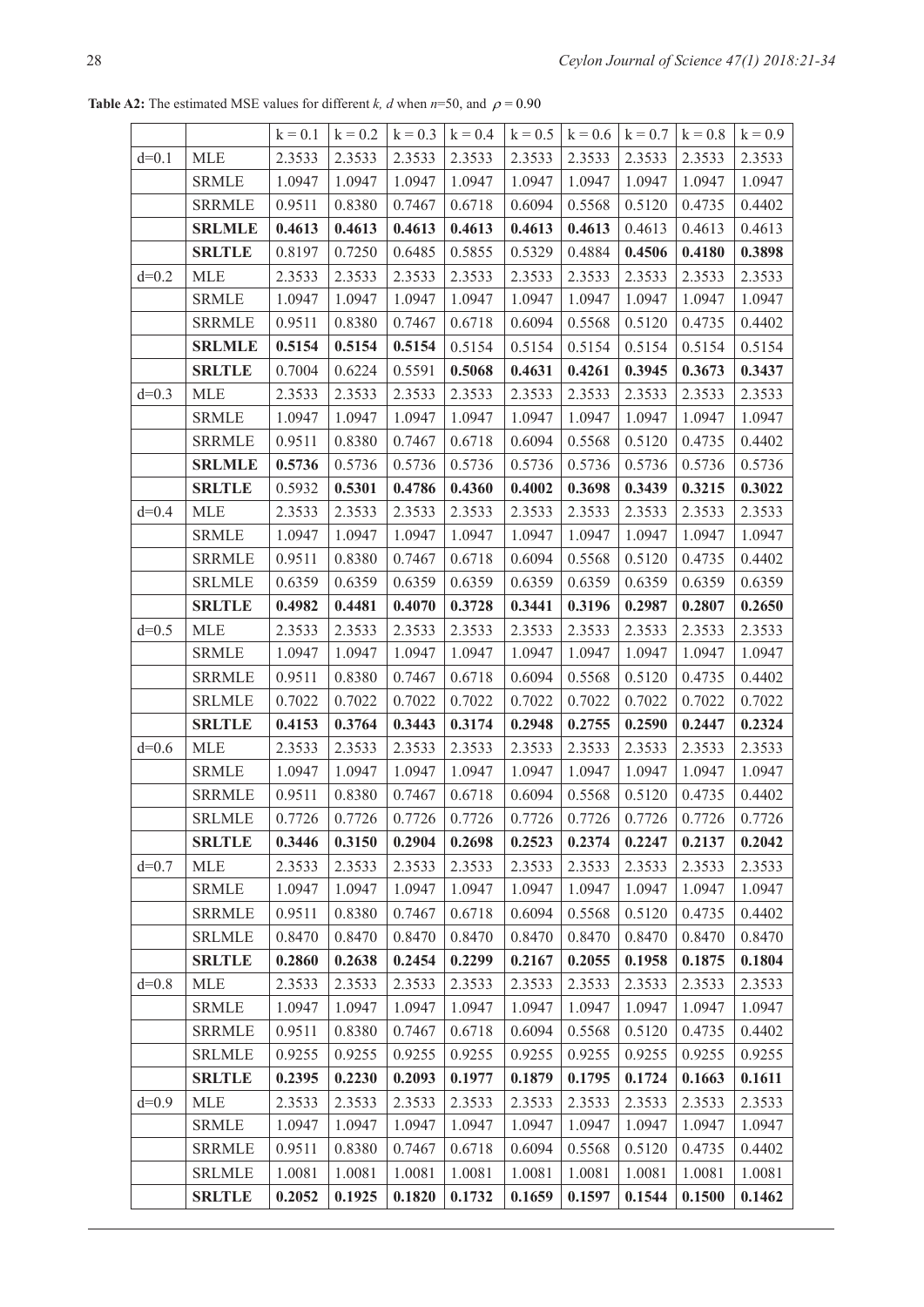**Table A2:** The estimated MSE values for different *k, d* when *n*=50, and $\rho = 0.90$

| | | k = 0.1 | k = 0.2 | k = 0.3 | k = 0.4 | k = 0.5 | k = 0.6 | k = 0.7 | k = 0.8 | k = 0.9 |
|---|---|---|---|---|---|---|---|---|---|---|
| d=0.1 | MLE | 2.3533 | 2.3533 | 2.3533 | 2.3533 | 2.3533 | 2.3533 | 2.3533 | 2.3533 | 2.3533 |
| | SRMLE | 1.0947 | 1.0947 | 1.0947 | 1.0947 | 1.0947 | 1.0947 | 1.0947 | 1.0947 | 1.0947 |
| | SRRMLE | 0.9511 | 0.8380 | 0.7467 | 0.6718 | 0.6094 | 0.5568 | 0.5120 | 0.4735 | 0.4402 |
| | **SRLMLE** | **0.4613** | **0.4613** | **0.4613** | **0.4613** | **0.4613** | **0.4613** | 0.4613 | 0.4613 | 0.4613 |
| | **SRLTLE** | 0.8197 | 0.7250 | 0.6485 | 0.5855 | 0.5329 | 0.4884 | **0.4506** | **0.4180** | **0.3898** |
| d=0.2 | MLE | 2.3533 | 2.3533 | 2.3533 | 2.3533 | 2.3533 | 2.3533 | 2.3533 | 2.3533 | 2.3533 |
| | SRMLE | 1.0947 | 1.0947 | 1.0947 | 1.0947 | 1.0947 | 1.0947 | 1.0947 | 1.0947 | 1.0947 |
| | SRRMLE | 0.9511 | 0.8380 | 0.7467 | 0.6718 | 0.6094 | 0.5568 | 0.5120 | 0.4735 | 0.4402 |
| | **SRLMLE** | **0.5154** | **0.5154** | **0.5154** | 0.5154 | 0.5154 | 0.5154 | 0.5154 | 0.5154 | 0.5154 |
| | **SRLTLE** | 0.7004 | 0.6224 | 0.5591 | **0.5068** | **0.4631** | **0.4261** | **0.3945** | **0.3673** | **0.3437** |
| d=0.3 | MLE | 2.3533 | 2.3533 | 2.3533 | 2.3533 | 2.3533 | 2.3533 | 2.3533 | 2.3533 | 2.3533 |
| | SRMLE | 1.0947 | 1.0947 | 1.0947 | 1.0947 | 1.0947 | 1.0947 | 1.0947 | 1.0947 | 1.0947 |
| | SRRMLE | 0.9511 | 0.8380 | 0.7467 | 0.6718 | 0.6094 | 0.5568 | 0.5120 | 0.4735 | 0.4402 |
| | **SRLMLE** | **0.5736** | 0.5736 | 0.5736 | 0.5736 | 0.5736 | 0.5736 | 0.5736 | 0.5736 | 0.5736 |
| | **SRLTLE** | 0.5932 | **0.5301** | **0.4786** | **0.4360** | **0.4002** | **0.3698** | **0.3439** | **0.3215** | **0.3022** |
| d=0.4 | MLE | 2.3533 | 2.3533 | 2.3533 | 2.3533 | 2.3533 | 2.3533 | 2.3533 | 2.3533 | 2.3533 |
| | SRMLE | 1.0947 | 1.0947 | 1.0947 | 1.0947 | 1.0947 | 1.0947 | 1.0947 | 1.0947 | 1.0947 |
| | SRRMLE | 0.9511 | 0.8380 | 0.7467 | 0.6718 | 0.6094 | 0.5568 | 0.5120 | 0.4735 | 0.4402 |
| | SRLMLE | 0.6359 | 0.6359 | 0.6359 | 0.6359 | 0.6359 | 0.6359 | 0.6359 | 0.6359 | 0.6359 |
| | **SRLTLE** | **0.4982** | **0.4481** | **0.4070** | **0.3728** | **0.3441** | **0.3196** | **0.2987** | **0.2807** | **0.2650** |
| d=0.5 | MLE | 2.3533 | 2.3533 | 2.3533 | 2.3533 | 2.3533 | 2.3533 | 2.3533 | 2.3533 | 2.3533 |
| | SRMLE | 1.0947 | 1.0947 | 1.0947 | 1.0947 | 1.0947 | 1.0947 | 1.0947 | 1.0947 | 1.0947 |
| | SRRMLE | 0.9511 | 0.8380 | 0.7467 | 0.6718 | 0.6094 | 0.5568 | 0.5120 | 0.4735 | 0.4402 |
| | SRLMLE | 0.7022 | 0.7022 | 0.7022 | 0.7022 | 0.7022 | 0.7022 | 0.7022 | 0.7022 | 0.7022 |
| | **SRLTLE** | **0.4153** | **0.3764** | **0.3443** | **0.3174** | **0.2948** | **0.2755** | **0.2590** | **0.2447** | **0.2324** |
| d=0.6 | MLE | 2.3533 | 2.3533 | 2.3533 | 2.3533 | 2.3533 | 2.3533 | 2.3533 | 2.3533 | 2.3533 |
| | SRMLE | 1.0947 | 1.0947 | 1.0947 | 1.0947 | 1.0947 | 1.0947 | 1.0947 | 1.0947 | 1.0947 |
| | SRRMLE | 0.9511 | 0.8380 | 0.7467 | 0.6718 | 0.6094 | 0.5568 | 0.5120 | 0.4735 | 0.4402 |
| | SRLMLE | 0.7726 | 0.7726 | 0.7726 | 0.7726 | 0.7726 | 0.7726 | 0.7726 | 0.7726 | 0.7726 |
| | **SRLTLE** | **0.3446** | **0.3150** | **0.2904** | **0.2698** | **0.2523** | **0.2374** | **0.2247** | **0.2137** | **0.2042** |
| d=0.7 | MLE | 2.3533 | 2.3533 | 2.3533 | 2.3533 | 2.3533 | 2.3533 | 2.3533 | 2.3533 | 2.3533 |
| | SRMLE | 1.0947 | 1.0947 | 1.0947 | 1.0947 | 1.0947 | 1.0947 | 1.0947 | 1.0947 | 1.0947 |
| | SRRMLE | 0.9511 | 0.8380 | 0.7467 | 0.6718 | 0.6094 | 0.5568 | 0.5120 | 0.4735 | 0.4402 |
| | SRLMLE | 0.8470 | 0.8470 | 0.8470 | 0.8470 | 0.8470 | 0.8470 | 0.8470 | 0.8470 | 0.8470 |
| | **SRLTLE** | **0.2860** | **0.2638** | **0.2454** | **0.2299** | **0.2167** | **0.2055** | **0.1958** | **0.1875** | **0.1804** |
| d=0.8 | MLE | 2.3533 | 2.3533 | 2.3533 | 2.3533 | 2.3533 | 2.3533 | 2.3533 | 2.3533 | 2.3533 |
| | SRMLE | 1.0947 | 1.0947 | 1.0947 | 1.0947 | 1.0947 | 1.0947 | 1.0947 | 1.0947 | 1.0947 |
| | SRRMLE | 0.9511 | 0.8380 | 0.7467 | 0.6718 | 0.6094 | 0.5568 | 0.5120 | 0.4735 | 0.4402 |
| | SRLMLE | 0.9255 | 0.9255 | 0.9255 | 0.9255 | 0.9255 | 0.9255 | 0.9255 | 0.9255 | 0.9255 |
| | **SRLTLE** | **0.2395** | **0.2230** | **0.2093** | **0.1977** | **0.1879** | **0.1795** | **0.1724** | **0.1663** | **0.1611** |
| d=0.9 | MLE | 2.3533 | 2.3533 | 2.3533 | 2.3533 | 2.3533 | 2.3533 | 2.3533 | 2.3533 | 2.3533 |
| | SRMLE | 1.0947 | 1.0947 | 1.0947 | 1.0947 | 1.0947 | 1.0947 | 1.0947 | 1.0947 | 1.0947 |
| | SRRMLE | 0.9511 | 0.8380 | 0.7467 | 0.6718 | 0.6094 | 0.5568 | 0.5120 | 0.4735 | 0.4402 |
| | SRLMLE | 1.0081 | 1.0081 | 1.0081 | 1.0081 | 1.0081 | 1.0081 | 1.0081 | 1.0081 | 1.0081 |
| | **SRLTLE** | **0.2052** | **0.1925** | **0.1820** | **0.1732** | **0.1659** | **0.1597** | **0.1544** | **0.1500** | **0.1462** |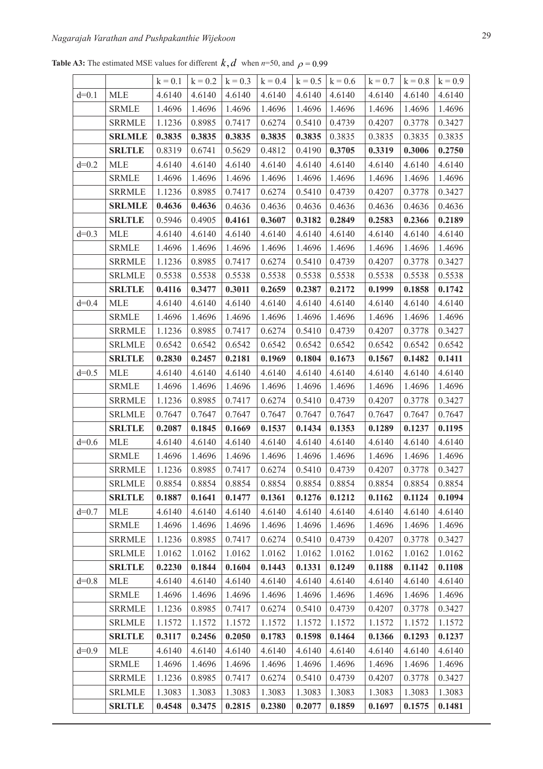**Table A3:** The estimated MSE values for different $k, d$ when $n$=50, and $\rho = 0.99$

| | | k = 0.1 | k = 0.2 | k = 0.3 | k = 0.4 | k = 0.5 | k = 0.6 | k = 0.7 | k = 0.8 | k = 0.9 |
|---|---|---|---|---|---|---|---|---|---|---|
| d=0.1 | MLE | 4.6140 | 4.6140 | 4.6140 | 4.6140 | 4.6140 | 4.6140 | 4.6140 | 4.6140 | 4.6140 |
| | SRMLE | 1.4696 | 1.4696 | 1.4696 | 1.4696 | 1.4696 | 1.4696 | 1.4696 | 1.4696 | 1.4696 |
| | SRRMLE | 1.1236 | 0.8985 | 0.7417 | 0.6274 | 0.5410 | 0.4739 | 0.4207 | 0.3778 | 0.3427 |
| | **SRLMLE** | **0.3835** | **0.3835** | **0.3835** | **0.3835** | **0.3835** | 0.3835 | 0.3835 | 0.3835 | 0.3835 |
| | **SRLTLE** | 0.8319 | 0.6741 | 0.5629 | 0.4812 | 0.4190 | **0.3705** | **0.3319** | **0.3006** | **0.2750** |
| d=0.2 | MLE | 4.6140 | 4.6140 | 4.6140 | 4.6140 | 4.6140 | 4.6140 | 4.6140 | 4.6140 | 4.6140 |
| | SRMLE | 1.4696 | 1.4696 | 1.4696 | 1.4696 | 1.4696 | 1.4696 | 1.4696 | 1.4696 | 1.4696 |
| | SRRMLE | 1.1236 | 0.8985 | 0.7417 | 0.6274 | 0.5410 | 0.4739 | 0.4207 | 0.3778 | 0.3427 |
| | **SRLMLE** | **0.4636** | **0.4636** | 0.4636 | 0.4636 | 0.4636 | 0.4636 | 0.4636 | 0.4636 | 0.4636 |
| | **SRLTLE** | 0.5946 | 0.4905 | **0.4161** | **0.3607** | **0.3182** | **0.2849** | **0.2583** | **0.2366** | **0.2189** |
| d=0.3 | MLE | 4.6140 | 4.6140 | 4.6140 | 4.6140 | 4.6140 | 4.6140 | 4.6140 | 4.6140 | 4.6140 |
| | SRMLE | 1.4696 | 1.4696 | 1.4696 | 1.4696 | 1.4696 | 1.4696 | 1.4696 | 1.4696 | 1.4696 |
| | SRRMLE | 1.1236 | 0.8985 | 0.7417 | 0.6274 | 0.5410 | 0.4739 | 0.4207 | 0.3778 | 0.3427 |
| | SRLMLE | 0.5538 | 0.5538 | 0.5538 | 0.5538 | 0.5538 | 0.5538 | 0.5538 | 0.5538 | 0.5538 |
| | **SRLTLE** | **0.4116** | **0.3477** | **0.3011** | **0.2659** | **0.2387** | **0.2172** | **0.1999** | **0.1858** | **0.1742** |
| d=0.4 | MLE | 4.6140 | 4.6140 | 4.6140 | 4.6140 | 4.6140 | 4.6140 | 4.6140 | 4.6140 | 4.6140 |
| | SRMLE | 1.4696 | 1.4696 | 1.4696 | 1.4696 | 1.4696 | 1.4696 | 1.4696 | 1.4696 | 1.4696 |
| | SRRMLE | 1.1236 | 0.8985 | 0.7417 | 0.6274 | 0.5410 | 0.4739 | 0.4207 | 0.3778 | 0.3427 |
| | SRLMLE | 0.6542 | 0.6542 | 0.6542 | 0.6542 | 0.6542 | 0.6542 | 0.6542 | 0.6542 | 0.6542 |
| | **SRLTLE** | **0.2830** | **0.2457** | **0.2181** | **0.1969** | **0.1804** | **0.1673** | **0.1567** | **0.1482** | **0.1411** |
| d=0.5 | MLE | 4.6140 | 4.6140 | 4.6140 | 4.6140 | 4.6140 | 4.6140 | 4.6140 | 4.6140 | 4.6140 |
| | SRMLE | 1.4696 | 1.4696 | 1.4696 | 1.4696 | 1.4696 | 1.4696 | 1.4696 | 1.4696 | 1.4696 |
| | SRRMLE | 1.1236 | 0.8985 | 0.7417 | 0.6274 | 0.5410 | 0.4739 | 0.4207 | 0.3778 | 0.3427 |
| | SRLMLE | 0.7647 | 0.7647 | 0.7647 | 0.7647 | 0.7647 | 0.7647 | 0.7647 | 0.7647 | 0.7647 |
| | **SRLTLE** | **0.2087** | **0.1845** | **0.1669** | **0.1537** | **0.1434** | **0.1353** | **0.1289** | **0.1237** | **0.1195** |
| d=0.6 | MLE | 4.6140 | 4.6140 | 4.6140 | 4.6140 | 4.6140 | 4.6140 | 4.6140 | 4.6140 | 4.6140 |
| | SRMLE | 1.4696 | 1.4696 | 1.4696 | 1.4696 | 1.4696 | 1.4696 | 1.4696 | 1.4696 | 1.4696 |
| | SRRMLE | 1.1236 | 0.8985 | 0.7417 | 0.6274 | 0.5410 | 0.4739 | 0.4207 | 0.3778 | 0.3427 |
| | SRLMLE | 0.8854 | 0.8854 | 0.8854 | 0.8854 | 0.8854 | 0.8854 | 0.8854 | 0.8854 | 0.8854 |
| | **SRLTLE** | **0.1887** | **0.1641** | **0.1477** | **0.1361** | **0.1276** | **0.1212** | **0.1162** | **0.1124** | **0.1094** |
| d=0.7 | MLE | 4.6140 | 4.6140 | 4.6140 | 4.6140 | 4.6140 | 4.6140 | 4.6140 | 4.6140 | 4.6140 |
| | SRMLE | 1.4696 | 1.4696 | 1.4696 | 1.4696 | 1.4696 | 1.4696 | 1.4696 | 1.4696 | 1.4696 |
| | SRRMLE | 1.1236 | 0.8985 | 0.7417 | 0.6274 | 0.5410 | 0.4739 | 0.4207 | 0.3778 | 0.3427 |
| | SRLMLE | 1.0162 | 1.0162 | 1.0162 | 1.0162 | 1.0162 | 1.0162 | 1.0162 | 1.0162 | 1.0162 |
| | **SRLTLE** | **0.2230** | **0.1844** | **0.1604** | **0.1443** | **0.1331** | **0.1249** | **0.1188** | **0.1142** | **0.1108** |
| d=0.8 | MLE | 4.6140 | 4.6140 | 4.6140 | 4.6140 | 4.6140 | 4.6140 | 4.6140 | 4.6140 | 4.6140 |
| | SRMLE | 1.4696 | 1.4696 | 1.4696 | 1.4696 | 1.4696 | 1.4696 | 1.4696 | 1.4696 | 1.4696 |
| | SRRMLE | 1.1236 | 0.8985 | 0.7417 | 0.6274 | 0.5410 | 0.4739 | 0.4207 | 0.3778 | 0.3427 |
| | SRLMLE | 1.1572 | 1.1572 | 1.1572 | 1.1572 | 1.1572 | 1.1572 | 1.1572 | 1.1572 | 1.1572 |
| | **SRLTLE** | **0.3117** | **0.2456** | **0.2050** | **0.1783** | **0.1598** | **0.1464** | **0.1366** | **0.1293** | **0.1237** |
| d=0.9 | MLE | 4.6140 | 4.6140 | 4.6140 | 4.6140 | 4.6140 | 4.6140 | 4.6140 | 4.6140 | 4.6140 |
| | SRMLE | 1.4696 | 1.4696 | 1.4696 | 1.4696 | 1.4696 | 1.4696 | 1.4696 | 1.4696 | 1.4696 |
| | SRRMLE | 1.1236 | 0.8985 | 0.7417 | 0.6274 | 0.5410 | 0.4739 | 0.4207 | 0.3778 | 0.3427 |
| | SRLMLE | 1.3083 | 1.3083 | 1.3083 | 1.3083 | 1.3083 | 1.3083 | 1.3083 | 1.3083 | 1.3083 |
| | **SRLTLE** | **0.4548** | **0.3475** | **0.2815** | **0.2380** | **0.2077** | **0.1859** | **0.1697** | **0.1575** | **0.1481** |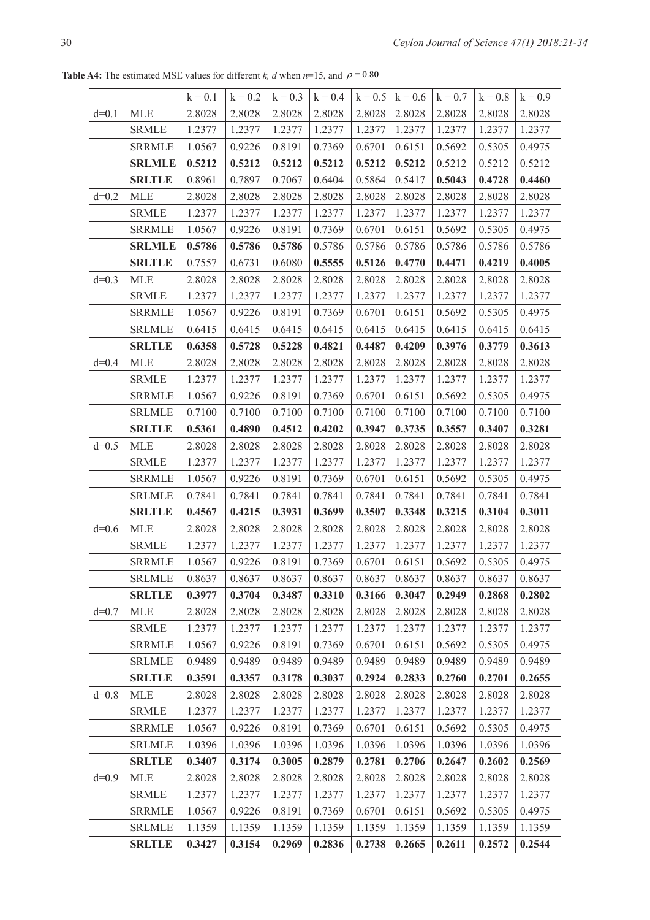**Table A4:** The estimated MSE values for different $k$, $d$ when $n$=15, and $\rho = 0.80$

| | | k = 0.1 | k = 0.2 | k = 0.3 | k = 0.4 | k = 0.5 | k = 0.6 | k = 0.7 | k = 0.8 | k = 0.9 |
|---|---|---|---|---|---|---|---|---|---|---|
| d=0.1 | MLE | 2.8028 | 2.8028 | 2.8028 | 2.8028 | 2.8028 | 2.8028 | 2.8028 | 2.8028 | 2.8028 |
| | SRMLE | 1.2377 | 1.2377 | 1.2377 | 1.2377 | 1.2377 | 1.2377 | 1.2377 | 1.2377 | 1.2377 |
| | SRRMLE | 1.0567 | 0.9226 | 0.8191 | 0.7369 | 0.6701 | 0.6151 | 0.5692 | 0.5305 | 0.4975 |
| | **SRLMLE** | **0.5212** | **0.5212** | **0.5212** | **0.5212** | **0.5212** | **0.5212** | 0.5212 | 0.5212 | 0.5212 |
| | **SRLTLE** | 0.8961 | 0.7897 | 0.7067 | 0.6404 | 0.5864 | 0.5417 | **0.5043** | **0.4728** | **0.4460** |
| d=0.2 | MLE | 2.8028 | 2.8028 | 2.8028 | 2.8028 | 2.8028 | 2.8028 | 2.8028 | 2.8028 | 2.8028 |
| | SRMLE | 1.2377 | 1.2377 | 1.2377 | 1.2377 | 1.2377 | 1.2377 | 1.2377 | 1.2377 | 1.2377 |
| | SRRMLE | 1.0567 | 0.9226 | 0.8191 | 0.7369 | 0.6701 | 0.6151 | 0.5692 | 0.5305 | 0.4975 |
| | **SRLMLE** | **0.5786** | **0.5786** | **0.5786** | 0.5786 | 0.5786 | 0.5786 | 0.5786 | 0.5786 | 0.5786 |
| | **SRLTLE** | 0.7557 | 0.6731 | 0.6080 | **0.5555** | **0.5126** | **0.4770** | **0.4471** | **0.4219** | **0.4005** |
| d=0.3 | MLE | 2.8028 | 2.8028 | 2.8028 | 2.8028 | 2.8028 | 2.8028 | 2.8028 | 2.8028 | 2.8028 |
| | SRMLE | 1.2377 | 1.2377 | 1.2377 | 1.2377 | 1.2377 | 1.2377 | 1.2377 | 1.2377 | 1.2377 |
| | SRRMLE | 1.0567 | 0.9226 | 0.8191 | 0.7369 | 0.6701 | 0.6151 | 0.5692 | 0.5305 | 0.4975 |
| | SRLMLE | 0.6415 | 0.6415 | 0.6415 | 0.6415 | 0.6415 | 0.6415 | 0.6415 | 0.6415 | 0.6415 |
| | **SRLTLE** | **0.6358** | **0.5728** | **0.5228** | **0.4821** | **0.4487** | **0.4209** | **0.3976** | **0.3779** | **0.3613** |
| d=0.4 | MLE | 2.8028 | 2.8028 | 2.8028 | 2.8028 | 2.8028 | 2.8028 | 2.8028 | 2.8028 | 2.8028 |
| | SRMLE | 1.2377 | 1.2377 | 1.2377 | 1.2377 | 1.2377 | 1.2377 | 1.2377 | 1.2377 | 1.2377 |
| | SRRMLE | 1.0567 | 0.9226 | 0.8191 | 0.7369 | 0.6701 | 0.6151 | 0.5692 | 0.5305 | 0.4975 |
| | SRLMLE | 0.7100 | 0.7100 | 0.7100 | 0.7100 | 0.7100 | 0.7100 | 0.7100 | 0.7100 | 0.7100 |
| | **SRLTLE** | **0.5361** | **0.4890** | **0.4512** | **0.4202** | **0.3947** | **0.3735** | **0.3557** | **0.3407** | **0.3281** |
| d=0.5 | MLE | 2.8028 | 2.8028 | 2.8028 | 2.8028 | 2.8028 | 2.8028 | 2.8028 | 2.8028 | 2.8028 |
| | SRMLE | 1.2377 | 1.2377 | 1.2377 | 1.2377 | 1.2377 | 1.2377 | 1.2377 | 1.2377 | 1.2377 |
| | SRRMLE | 1.0567 | 0.9226 | 0.8191 | 0.7369 | 0.6701 | 0.6151 | 0.5692 | 0.5305 | 0.4975 |
| | SRLMLE | 0.7841 | 0.7841 | 0.7841 | 0.7841 | 0.7841 | 0.7841 | 0.7841 | 0.7841 | 0.7841 |
| | **SRLTLE** | **0.4567** | **0.4215** | **0.3931** | **0.3699** | **0.3507** | **0.3348** | **0.3215** | **0.3104** | **0.3011** |
| d=0.6 | MLE | 2.8028 | 2.8028 | 2.8028 | 2.8028 | 2.8028 | 2.8028 | 2.8028 | 2.8028 | 2.8028 |
| | SRMLE | 1.2377 | 1.2377 | 1.2377 | 1.2377 | 1.2377 | 1.2377 | 1.2377 | 1.2377 | 1.2377 |
| | SRRMLE | 1.0567 | 0.9226 | 0.8191 | 0.7369 | 0.6701 | 0.6151 | 0.5692 | 0.5305 | 0.4975 |
| | SRLMLE | 0.8637 | 0.8637 | 0.8637 | 0.8637 | 0.8637 | 0.8637 | 0.8637 | 0.8637 | 0.8637 |
| | **SRLTLE** | **0.3977** | **0.3704** | **0.3487** | **0.3310** | **0.3166** | **0.3047** | **0.2949** | **0.2868** | **0.2802** |
| d=0.7 | MLE | 2.8028 | 2.8028 | 2.8028 | 2.8028 | 2.8028 | 2.8028 | 2.8028 | 2.8028 | 2.8028 |
| | SRMLE | 1.2377 | 1.2377 | 1.2377 | 1.2377 | 1.2377 | 1.2377 | 1.2377 | 1.2377 | 1.2377 |
| | SRRMLE | 1.0567 | 0.9226 | 0.8191 | 0.7369 | 0.6701 | 0.6151 | 0.5692 | 0.5305 | 0.4975 |
| | SRLMLE | 0.9489 | 0.9489 | 0.9489 | 0.9489 | 0.9489 | 0.9489 | 0.9489 | 0.9489 | 0.9489 |
| | **SRLTLE** | **0.3591** | **0.3357** | **0.3178** | **0.3037** | **0.2924** | **0.2833** | **0.2760** | **0.2701** | **0.2655** |
| d=0.8 | MLE | 2.8028 | 2.8028 | 2.8028 | 2.8028 | 2.8028 | 2.8028 | 2.8028 | 2.8028 | 2.8028 |
| | SRMLE | 1.2377 | 1.2377 | 1.2377 | 1.2377 | 1.2377 | 1.2377 | 1.2377 | 1.2377 | 1.2377 |
| | SRRMLE | 1.0567 | 0.9226 | 0.8191 | 0.7369 | 0.6701 | 0.6151 | 0.5692 | 0.5305 | 0.4975 |
| | SRLMLE | 1.0396 | 1.0396 | 1.0396 | 1.0396 | 1.0396 | 1.0396 | 1.0396 | 1.0396 | 1.0396 |
| | **SRLTLE** | **0.3407** | **0.3174** | **0.3005** | **0.2879** | **0.2781** | **0.2706** | **0.2647** | **0.2602** | **0.2569** |
| d=0.9 | MLE | 2.8028 | 2.8028 | 2.8028 | 2.8028 | 2.8028 | 2.8028 | 2.8028 | 2.8028 | 2.8028 |
| | SRMLE | 1.2377 | 1.2377 | 1.2377 | 1.2377 | 1.2377 | 1.2377 | 1.2377 | 1.2377 | 1.2377 |
| | SRRMLE | 1.0567 | 0.9226 | 0.8191 | 0.7369 | 0.6701 | 0.6151 | 0.5692 | 0.5305 | 0.4975 |
| | SRLMLE | 1.1359 | 1.1359 | 1.1359 | 1.1359 | 1.1359 | 1.1359 | 1.1359 | 1.1359 | 1.1359 |
| | **SRLTLE** | **0.3427** | **0.3154** | **0.2969** | **0.2836** | **0.2738** | **0.2665** | **0.2611** | **0.2572** | **0.2544** |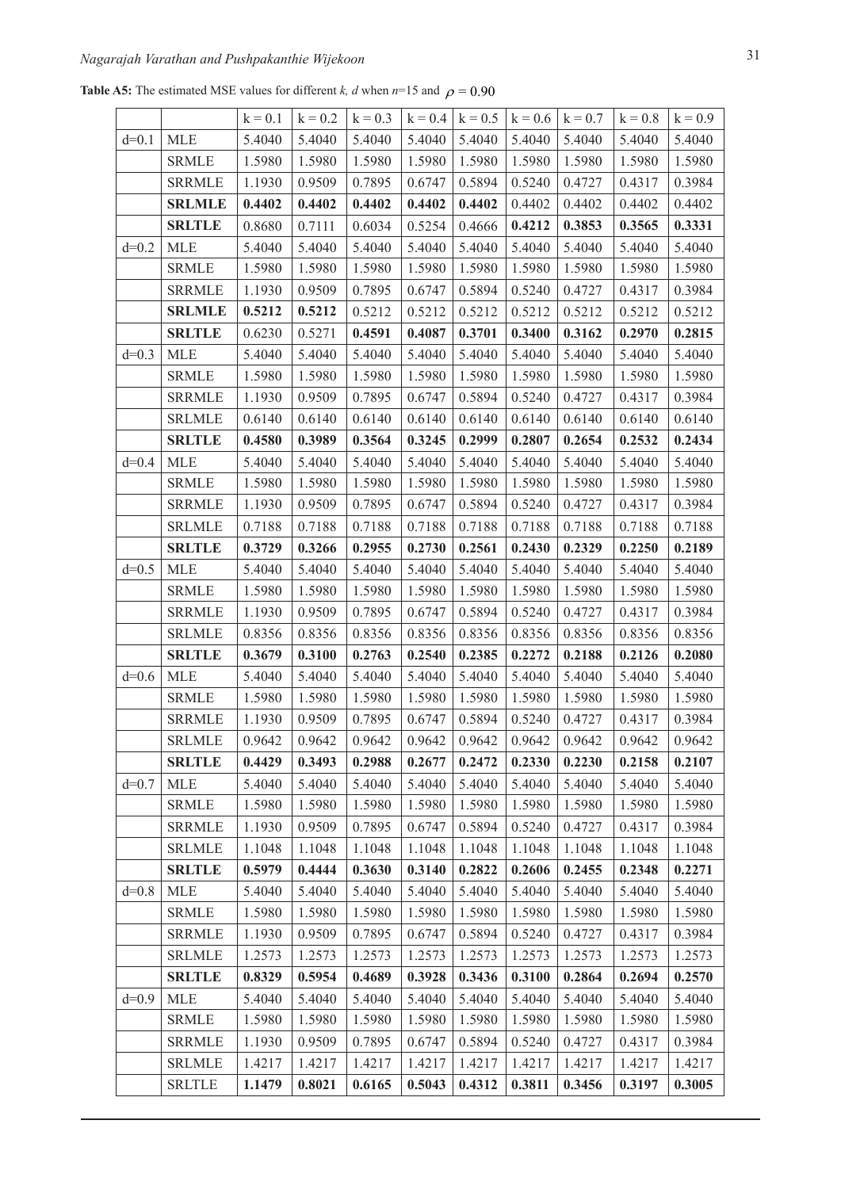**Table A5:** The estimated MSE values for different *k, d* when *n*=15 and $\rho = 0.90$

| | | k = 0.1 | k = 0.2 | k = 0.3 | k = 0.4 | k = 0.5 | k = 0.6 | k = 0.7 | k = 0.8 | k = 0.9 |
|---|---|---|---|---|---|---|---|---|---|---|
| d=0.1 | MLE | 5.4040 | 5.4040 | 5.4040 | 5.4040 | 5.4040 | 5.4040 | 5.4040 | 5.4040 | 5.4040 |
| | SRMLE | 1.5980 | 1.5980 | 1.5980 | 1.5980 | 1.5980 | 1.5980 | 1.5980 | 1.5980 | 1.5980 |
| | SRRMLE | 1.1930 | 0.9509 | 0.7895 | 0.6747 | 0.5894 | 0.5240 | 0.4727 | 0.4317 | 0.3984 |
| | **SRLMLE** | **0.4402** | **0.4402** | **0.4402** | **0.4402** | **0.4402** | 0.4402 | 0.4402 | 0.4402 | 0.4402 |
| | **SRLTLE** | 0.8680 | 0.7111 | 0.6034 | 0.5254 | 0.4666 | **0.4212** | **0.3853** | **0.3565** | **0.3331** |
| d=0.2 | MLE | 5.4040 | 5.4040 | 5.4040 | 5.4040 | 5.4040 | 5.4040 | 5.4040 | 5.4040 | 5.4040 |
| | SRMLE | 1.5980 | 1.5980 | 1.5980 | 1.5980 | 1.5980 | 1.5980 | 1.5980 | 1.5980 | 1.5980 |
| | SRRMLE | 1.1930 | 0.9509 | 0.7895 | 0.6747 | 0.5894 | 0.5240 | 0.4727 | 0.4317 | 0.3984 |
| | **SRLMLE** | **0.5212** | **0.5212** | 0.5212 | 0.5212 | 0.5212 | 0.5212 | 0.5212 | 0.5212 | 0.5212 |
| | **SRLTLE** | 0.6230 | 0.5271 | **0.4591** | **0.4087** | **0.3701** | **0.3400** | **0.3162** | **0.2970** | **0.2815** |
| d=0.3 | MLE | 5.4040 | 5.4040 | 5.4040 | 5.4040 | 5.4040 | 5.4040 | 5.4040 | 5.4040 | 5.4040 |
| | SRMLE | 1.5980 | 1.5980 | 1.5980 | 1.5980 | 1.5980 | 1.5980 | 1.5980 | 1.5980 | 1.5980 |
| | SRRMLE | 1.1930 | 0.9509 | 0.7895 | 0.6747 | 0.5894 | 0.5240 | 0.4727 | 0.4317 | 0.3984 |
| | SRLMLE | 0.6140 | 0.6140 | 0.6140 | 0.6140 | 0.6140 | 0.6140 | 0.6140 | 0.6140 | 0.6140 |
| | **SRLTLE** | **0.4580** | **0.3989** | **0.3564** | **0.3245** | **0.2999** | **0.2807** | **0.2654** | **0.2532** | **0.2434** |
| d=0.4 | MLE | 5.4040 | 5.4040 | 5.4040 | 5.4040 | 5.4040 | 5.4040 | 5.4040 | 5.4040 | 5.4040 |
| | SRMLE | 1.5980 | 1.5980 | 1.5980 | 1.5980 | 1.5980 | 1.5980 | 1.5980 | 1.5980 | 1.5980 |
| | SRRMLE | 1.1930 | 0.9509 | 0.7895 | 0.6747 | 0.5894 | 0.5240 | 0.4727 | 0.4317 | 0.3984 |
| | SRLMLE | 0.7188 | 0.7188 | 0.7188 | 0.7188 | 0.7188 | 0.7188 | 0.7188 | 0.7188 | 0.7188 |
| | **SRLTLE** | **0.3729** | **0.3266** | **0.2955** | **0.2730** | **0.2561** | **0.2430** | **0.2329** | **0.2250** | **0.2189** |
| d=0.5 | MLE | 5.4040 | 5.4040 | 5.4040 | 5.4040 | 5.4040 | 5.4040 | 5.4040 | 5.4040 | 5.4040 |
| | SRMLE | 1.5980 | 1.5980 | 1.5980 | 1.5980 | 1.5980 | 1.5980 | 1.5980 | 1.5980 | 1.5980 |
| | SRRMLE | 1.1930 | 0.9509 | 0.7895 | 0.6747 | 0.5894 | 0.5240 | 0.4727 | 0.4317 | 0.3984 |
| | SRLMLE | 0.8356 | 0.8356 | 0.8356 | 0.8356 | 0.8356 | 0.8356 | 0.8356 | 0.8356 | 0.8356 |
| | **SRLTLE** | **0.3679** | **0.3100** | **0.2763** | **0.2540** | **0.2385** | **0.2272** | **0.2188** | **0.2126** | **0.2080** |
| d=0.6 | MLE | 5.4040 | 5.4040 | 5.4040 | 5.4040 | 5.4040 | 5.4040 | 5.4040 | 5.4040 | 5.4040 |
| | SRMLE | 1.5980 | 1.5980 | 1.5980 | 1.5980 | 1.5980 | 1.5980 | 1.5980 | 1.5980 | 1.5980 |
| | SRRMLE | 1.1930 | 0.9509 | 0.7895 | 0.6747 | 0.5894 | 0.5240 | 0.4727 | 0.4317 | 0.3984 |
| | SRLMLE | 0.9642 | 0.9642 | 0.9642 | 0.9642 | 0.9642 | 0.9642 | 0.9642 | 0.9642 | 0.9642 |
| | **SRLTLE** | **0.4429** | **0.3493** | **0.2988** | **0.2677** | **0.2472** | **0.2330** | **0.2230** | **0.2158** | **0.2107** |
| d=0.7 | MLE | 5.4040 | 5.4040 | 5.4040 | 5.4040 | 5.4040 | 5.4040 | 5.4040 | 5.4040 | 5.4040 |
| | SRMLE | 1.5980 | 1.5980 | 1.5980 | 1.5980 | 1.5980 | 1.5980 | 1.5980 | 1.5980 | 1.5980 |
| | SRRMLE | 1.1930 | 0.9509 | 0.7895 | 0.6747 | 0.5894 | 0.5240 | 0.4727 | 0.4317 | 0.3984 |
| | SRLMLE | 1.1048 | 1.1048 | 1.1048 | 1.1048 | 1.1048 | 1.1048 | 1.1048 | 1.1048 | 1.1048 |
| | **SRLTLE** | **0.5979** | **0.4444** | **0.3630** | **0.3140** | **0.2822** | **0.2606** | **0.2455** | **0.2348** | **0.2271** |
| d=0.8 | MLE | 5.4040 | 5.4040 | 5.4040 | 5.4040 | 5.4040 | 5.4040 | 5.4040 | 5.4040 | 5.4040 |
| | SRMLE | 1.5980 | 1.5980 | 1.5980 | 1.5980 | 1.5980 | 1.5980 | 1.5980 | 1.5980 | 1.5980 |
| | SRRMLE | 1.1930 | 0.9509 | 0.7895 | 0.6747 | 0.5894 | 0.5240 | 0.4727 | 0.4317 | 0.3984 |
| | SRLMLE | 1.2573 | 1.2573 | 1.2573 | 1.2573 | 1.2573 | 1.2573 | 1.2573 | 1.2573 | 1.2573 |
| | **SRLTLE** | **0.8329** | **0.5954** | **0.4689** | **0.3928** | **0.3436** | **0.3100** | **0.2864** | **0.2694** | **0.2570** |
| d=0.9 | MLE | 5.4040 | 5.4040 | 5.4040 | 5.4040 | 5.4040 | 5.4040 | 5.4040 | 5.4040 | 5.4040 |
| | SRMLE | 1.5980 | 1.5980 | 1.5980 | 1.5980 | 1.5980 | 1.5980 | 1.5980 | 1.5980 | 1.5980 |
| | SRRMLE | 1.1930 | 0.9509 | 0.7895 | 0.6747 | 0.5894 | 0.5240 | 0.4727 | 0.4317 | 0.3984 |
| | SRLMLE | 1.4217 | 1.4217 | 1.4217 | 1.4217 | 1.4217 | 1.4217 | 1.4217 | 1.4217 | 1.4217 |
| | SRLTLE | **1.1479** | **0.8021** | **0.6165** | **0.5043** | **0.4312** | **0.3811** | **0.3456** | **0.3197** | **0.3005** |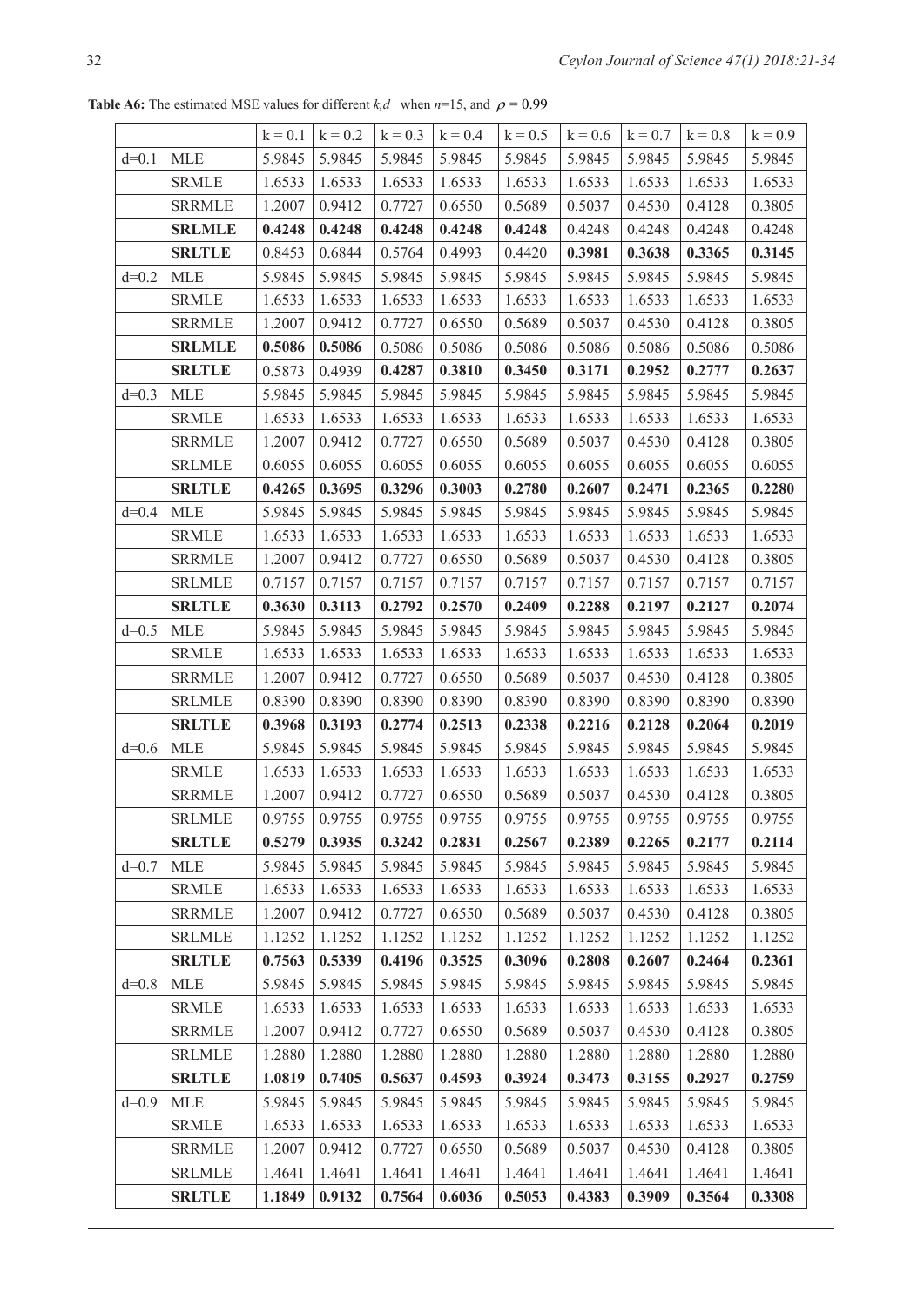**Table A6:** The estimated MSE values for different $k,d$ when $n$=15, and $\rho = 0.99$

| | | k = 0.1 | k = 0.2 | k = 0.3 | k = 0.4 | k = 0.5 | k = 0.6 | k = 0.7 | k = 0.8 | k = 0.9 |
|---|---|---|---|---|---|---|---|---|---|---|
| d=0.1 | MLE | 5.9845 | 5.9845 | 5.9845 | 5.9845 | 5.9845 | 5.9845 | 5.9845 | 5.9845 | 5.9845 |
| | SRMLE | 1.6533 | 1.6533 | 1.6533 | 1.6533 | 1.6533 | 1.6533 | 1.6533 | 1.6533 | 1.6533 |
| | SRRMLE | 1.2007 | 0.9412 | 0.7727 | 0.6550 | 0.5689 | 0.5037 | 0.4530 | 0.4128 | 0.3805 |
| | **SRLMLE** | **0.4248** | **0.4248** | **0.4248** | **0.4248** | **0.4248** | 0.4248 | 0.4248 | 0.4248 | 0.4248 |
| | **SRLTLE** | 0.8453 | 0.6844 | 0.5764 | 0.4993 | 0.4420 | **0.3981** | **0.3638** | **0.3365** | **0.3145** |
| d=0.2 | MLE | 5.9845 | 5.9845 | 5.9845 | 5.9845 | 5.9845 | 5.9845 | 5.9845 | 5.9845 | 5.9845 |
| | SRMLE | 1.6533 | 1.6533 | 1.6533 | 1.6533 | 1.6533 | 1.6533 | 1.6533 | 1.6533 | 1.6533 |
| | SRRMLE | 1.2007 | 0.9412 | 0.7727 | 0.6550 | 0.5689 | 0.5037 | 0.4530 | 0.4128 | 0.3805 |
| | **SRLMLE** | **0.5086** | **0.5086** | 0.5086 | 0.5086 | 0.5086 | 0.5086 | 0.5086 | 0.5086 | 0.5086 |
| | **SRLTLE** | 0.5873 | 0.4939 | **0.4287** | **0.3810** | **0.3450** | **0.3171** | **0.2952** | **0.2777** | **0.2637** |
| d=0.3 | MLE | 5.9845 | 5.9845 | 5.9845 | 5.9845 | 5.9845 | 5.9845 | 5.9845 | 5.9845 | 5.9845 |
| | SRMLE | 1.6533 | 1.6533 | 1.6533 | 1.6533 | 1.6533 | 1.6533 | 1.6533 | 1.6533 | 1.6533 |
| | SRRMLE | 1.2007 | 0.9412 | 0.7727 | 0.6550 | 0.5689 | 0.5037 | 0.4530 | 0.4128 | 0.3805 |
| | SRLMLE | 0.6055 | 0.6055 | 0.6055 | 0.6055 | 0.6055 | 0.6055 | 0.6055 | 0.6055 | 0.6055 |
| | **SRLTLE** | **0.4265** | **0.3695** | **0.3296** | **0.3003** | **0.2780** | **0.2607** | **0.2471** | **0.2365** | **0.2280** |
| d=0.4 | MLE | 5.9845 | 5.9845 | 5.9845 | 5.9845 | 5.9845 | 5.9845 | 5.9845 | 5.9845 | 5.9845 |
| | SRMLE | 1.6533 | 1.6533 | 1.6533 | 1.6533 | 1.6533 | 1.6533 | 1.6533 | 1.6533 | 1.6533 |
| | SRRMLE | 1.2007 | 0.9412 | 0.7727 | 0.6550 | 0.5689 | 0.5037 | 0.4530 | 0.4128 | 0.3805 |
| | SRLMLE | 0.7157 | 0.7157 | 0.7157 | 0.7157 | 0.7157 | 0.7157 | 0.7157 | 0.7157 | 0.7157 |
| | **SRLTLE** | **0.3630** | **0.3113** | **0.2792** | **0.2570** | **0.2409** | **0.2288** | **0.2197** | **0.2127** | **0.2074** |
| d=0.5 | MLE | 5.9845 | 5.9845 | 5.9845 | 5.9845 | 5.9845 | 5.9845 | 5.9845 | 5.9845 | 5.9845 |
| | SRMLE | 1.6533 | 1.6533 | 1.6533 | 1.6533 | 1.6533 | 1.6533 | 1.6533 | 1.6533 | 1.6533 |
| | SRRMLE | 1.2007 | 0.9412 | 0.7727 | 0.6550 | 0.5689 | 0.5037 | 0.4530 | 0.4128 | 0.3805 |
| | SRLMLE | 0.8390 | 0.8390 | 0.8390 | 0.8390 | 0.8390 | 0.8390 | 0.8390 | 0.8390 | 0.8390 |
| | **SRLTLE** | **0.3968** | **0.3193** | **0.2774** | **0.2513** | **0.2338** | **0.2216** | **0.2128** | **0.2064** | **0.2019** |
| d=0.6 | MLE | 5.9845 | 5.9845 | 5.9845 | 5.9845 | 5.9845 | 5.9845 | 5.9845 | 5.9845 | 5.9845 |
| | SRMLE | 1.6533 | 1.6533 | 1.6533 | 1.6533 | 1.6533 | 1.6533 | 1.6533 | 1.6533 | 1.6533 |
| | SRRMLE | 1.2007 | 0.9412 | 0.7727 | 0.6550 | 0.5689 | 0.5037 | 0.4530 | 0.4128 | 0.3805 |
| | SRLMLE | 0.9755 | 0.9755 | 0.9755 | 0.9755 | 0.9755 | 0.9755 | 0.9755 | 0.9755 | 0.9755 |
| | **SRLTLE** | **0.5279** | **0.3935** | **0.3242** | **0.2831** | **0.2567** | **0.2389** | **0.2265** | **0.2177** | **0.2114** |
| d=0.7 | MLE | 5.9845 | 5.9845 | 5.9845 | 5.9845 | 5.9845 | 5.9845 | 5.9845 | 5.9845 | 5.9845 |
| | SRMLE | 1.6533 | 1.6533 | 1.6533 | 1.6533 | 1.6533 | 1.6533 | 1.6533 | 1.6533 | 1.6533 |
| | SRRMLE | 1.2007 | 0.9412 | 0.7727 | 0.6550 | 0.5689 | 0.5037 | 0.4530 | 0.4128 | 0.3805 |
| | SRLMLE | 1.1252 | 1.1252 | 1.1252 | 1.1252 | 1.1252 | 1.1252 | 1.1252 | 1.1252 | 1.1252 |
| | **SRLTLE** | **0.7563** | **0.5339** | **0.4196** | **0.3525** | **0.3096** | **0.2808** | **0.2607** | **0.2464** | **0.2361** |
| d=0.8 | MLE | 5.9845 | 5.9845 | 5.9845 | 5.9845 | 5.9845 | 5.9845 | 5.9845 | 5.9845 | 5.9845 |
| | SRMLE | 1.6533 | 1.6533 | 1.6533 | 1.6533 | 1.6533 | 1.6533 | 1.6533 | 1.6533 | 1.6533 |
| | SRRMLE | 1.2007 | 0.9412 | 0.7727 | 0.6550 | 0.5689 | 0.5037 | 0.4530 | 0.4128 | 0.3805 |
| | SRLMLE | 1.2880 | 1.2880 | 1.2880 | 1.2880 | 1.2880 | 1.2880 | 1.2880 | 1.2880 | 1.2880 |
| | **SRLTLE** | **1.0819** | **0.7405** | **0.5637** | **0.4593** | **0.3924** | **0.3473** | **0.3155** | **0.2927** | **0.2759** |
| d=0.9 | MLE | 5.9845 | 5.9845 | 5.9845 | 5.9845 | 5.9845 | 5.9845 | 5.9845 | 5.9845 | 5.9845 |
| | SRMLE | 1.6533 | 1.6533 | 1.6533 | 1.6533 | 1.6533 | 1.6533 | 1.6533 | 1.6533 | 1.6533 |
| | SRRMLE | 1.2007 | 0.9412 | 0.7727 | 0.6550 | 0.5689 | 0.5037 | 0.4530 | 0.4128 | 0.3805 |
| | SRLMLE | 1.4641 | 1.4641 | 1.4641 | 1.4641 | 1.4641 | 1.4641 | 1.4641 | 1.4641 | 1.4641 |
| | **SRLTLE** | **1.1849** | **0.9132** | **0.7564** | **0.6036** | **0.5053** | **0.4383** | **0.3909** | **0.3564** | **0.3308** |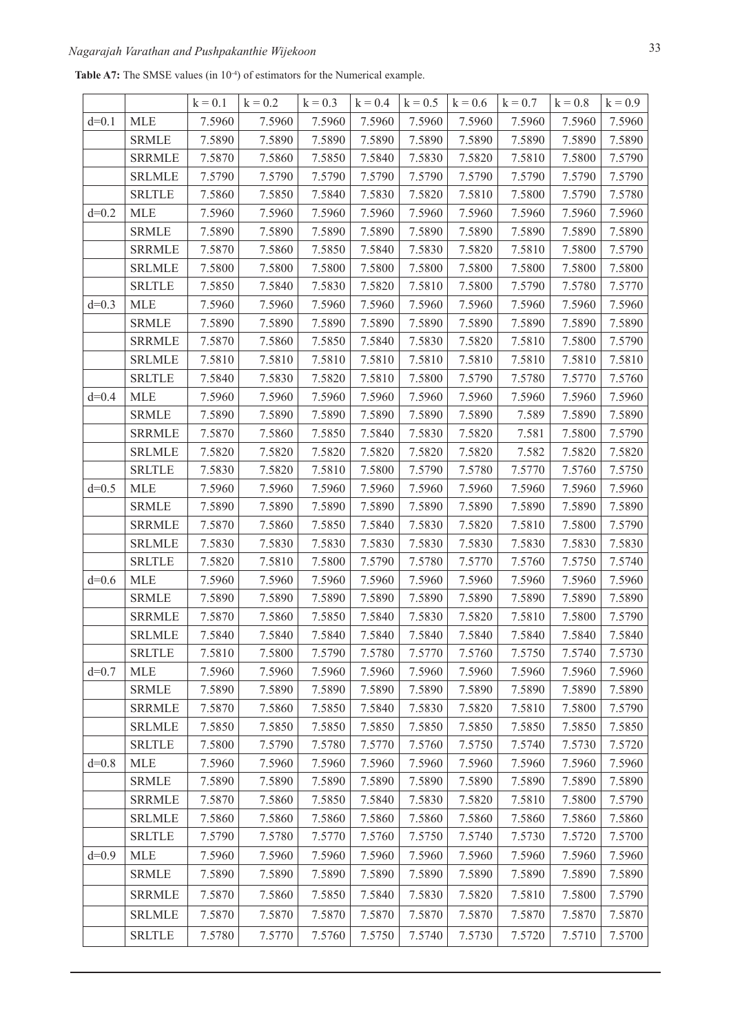**Table A7:** The SMSE values (in $10^{-4}$) of estimators for the Numerical example.

| | | k = 0.1 | k = 0.2 | k = 0.3 | k = 0.4 | k = 0.5 | k = 0.6 | k = 0.7 | k = 0.8 | k = 0.9 |
|---|---|---|---|---|---|---|---|---|---|---|
| d=0.1 | MLE | 7.5960 | 7.5960 | 7.5960 | 7.5960 | 7.5960 | 7.5960 | 7.5960 | 7.5960 | 7.5960 |
| | SRMLE | 7.5890 | 7.5890 | 7.5890 | 7.5890 | 7.5890 | 7.5890 | 7.5890 | 7.5890 | 7.5890 |
| | SRRMLE | 7.5870 | 7.5860 | 7.5850 | 7.5840 | 7.5830 | 7.5820 | 7.5810 | 7.5800 | 7.5790 |
| | SRLMLE | 7.5790 | 7.5790 | 7.5790 | 7.5790 | 7.5790 | 7.5790 | 7.5790 | 7.5790 | 7.5790 |
| | SRLTLE | 7.5860 | 7.5850 | 7.5840 | 7.5830 | 7.5820 | 7.5810 | 7.5800 | 7.5790 | 7.5780 |
| d=0.2 | MLE | 7.5960 | 7.5960 | 7.5960 | 7.5960 | 7.5960 | 7.5960 | 7.5960 | 7.5960 | 7.5960 |
| | SRMLE | 7.5890 | 7.5890 | 7.5890 | 7.5890 | 7.5890 | 7.5890 | 7.5890 | 7.5890 | 7.5890 |
| | SRRMLE | 7.5870 | 7.5860 | 7.5850 | 7.5840 | 7.5830 | 7.5820 | 7.5810 | 7.5800 | 7.5790 |
| | SRLMLE | 7.5800 | 7.5800 | 7.5800 | 7.5800 | 7.5800 | 7.5800 | 7.5800 | 7.5800 | 7.5800 |
| | SRLTLE | 7.5850 | 7.5840 | 7.5830 | 7.5820 | 7.5810 | 7.5800 | 7.5790 | 7.5780 | 7.5770 |
| d=0.3 | MLE | 7.5960 | 7.5960 | 7.5960 | 7.5960 | 7.5960 | 7.5960 | 7.5960 | 7.5960 | 7.5960 |
| | SRMLE | 7.5890 | 7.5890 | 7.5890 | 7.5890 | 7.5890 | 7.5890 | 7.5890 | 7.5890 | 7.5890 |
| | SRRMLE | 7.5870 | 7.5860 | 7.5850 | 7.5840 | 7.5830 | 7.5820 | 7.5810 | 7.5800 | 7.5790 |
| | SRLMLE | 7.5810 | 7.5810 | 7.5810 | 7.5810 | 7.5810 | 7.5810 | 7.5810 | 7.5810 | 7.5810 |
| | SRLTLE | 7.5840 | 7.5830 | 7.5820 | 7.5810 | 7.5800 | 7.5790 | 7.5780 | 7.5770 | 7.5760 |
| d=0.4 | MLE | 7.5960 | 7.5960 | 7.5960 | 7.5960 | 7.5960 | 7.5960 | 7.5960 | 7.5960 | 7.5960 |
| | SRMLE | 7.5890 | 7.5890 | 7.5890 | 7.5890 | 7.5890 | 7.5890 | 7.589 | 7.5890 | 7.5890 |
| | SRRMLE | 7.5870 | 7.5860 | 7.5850 | 7.5840 | 7.5830 | 7.5820 | 7.581 | 7.5800 | 7.5790 |
| | SRLMLE | 7.5820 | 7.5820 | 7.5820 | 7.5820 | 7.5820 | 7.5820 | 7.582 | 7.5820 | 7.5820 |
| | SRLTLE | 7.5830 | 7.5820 | 7.5810 | 7.5800 | 7.5790 | 7.5780 | 7.5770 | 7.5760 | 7.5750 |
| d=0.5 | MLE | 7.5960 | 7.5960 | 7.5960 | 7.5960 | 7.5960 | 7.5960 | 7.5960 | 7.5960 | 7.5960 |
| | SRMLE | 7.5890 | 7.5890 | 7.5890 | 7.5890 | 7.5890 | 7.5890 | 7.5890 | 7.5890 | 7.5890 |
| | SRRMLE | 7.5870 | 7.5860 | 7.5850 | 7.5840 | 7.5830 | 7.5820 | 7.5810 | 7.5800 | 7.5790 |
| | SRLMLE | 7.5830 | 7.5830 | 7.5830 | 7.5830 | 7.5830 | 7.5830 | 7.5830 | 7.5830 | 7.5830 |
| | SRLTLE | 7.5820 | 7.5810 | 7.5800 | 7.5790 | 7.5780 | 7.5770 | 7.5760 | 7.5750 | 7.5740 |
| d=0.6 | MLE | 7.5960 | 7.5960 | 7.5960 | 7.5960 | 7.5960 | 7.5960 | 7.5960 | 7.5960 | 7.5960 |
| | SRMLE | 7.5890 | 7.5890 | 7.5890 | 7.5890 | 7.5890 | 7.5890 | 7.5890 | 7.5890 | 7.5890 |
| | SRRMLE | 7.5870 | 7.5860 | 7.5850 | 7.5840 | 7.5830 | 7.5820 | 7.5810 | 7.5800 | 7.5790 |
| | SRLMLE | 7.5840 | 7.5840 | 7.5840 | 7.5840 | 7.5840 | 7.5840 | 7.5840 | 7.5840 | 7.5840 |
| | SRLTLE | 7.5810 | 7.5800 | 7.5790 | 7.5780 | 7.5770 | 7.5760 | 7.5750 | 7.5740 | 7.5730 |
| d=0.7 | MLE | 7.5960 | 7.5960 | 7.5960 | 7.5960 | 7.5960 | 7.5960 | 7.5960 | 7.5960 | 7.5960 |
| | SRMLE | 7.5890 | 7.5890 | 7.5890 | 7.5890 | 7.5890 | 7.5890 | 7.5890 | 7.5890 | 7.5890 |
| | SRRMLE | 7.5870 | 7.5860 | 7.5850 | 7.5840 | 7.5830 | 7.5820 | 7.5810 | 7.5800 | 7.5790 |
| | SRLMLE | 7.5850 | 7.5850 | 7.5850 | 7.5850 | 7.5850 | 7.5850 | 7.5850 | 7.5850 | 7.5850 |
| | SRLTLE | 7.5800 | 7.5790 | 7.5780 | 7.5770 | 7.5760 | 7.5750 | 7.5740 | 7.5730 | 7.5720 |
| d=0.8 | MLE | 7.5960 | 7.5960 | 7.5960 | 7.5960 | 7.5960 | 7.5960 | 7.5960 | 7.5960 | 7.5960 |
| | SRMLE | 7.5890 | 7.5890 | 7.5890 | 7.5890 | 7.5890 | 7.5890 | 7.5890 | 7.5890 | 7.5890 |
| | SRRMLE | 7.5870 | 7.5860 | 7.5850 | 7.5840 | 7.5830 | 7.5820 | 7.5810 | 7.5800 | 7.5790 |
| | SRLMLE | 7.5860 | 7.5860 | 7.5860 | 7.5860 | 7.5860 | 7.5860 | 7.5860 | 7.5860 | 7.5860 |
| | SRLTLE | 7.5790 | 7.5780 | 7.5770 | 7.5760 | 7.5750 | 7.5740 | 7.5730 | 7.5720 | 7.5700 |
| d=0.9 | MLE | 7.5960 | 7.5960 | 7.5960 | 7.5960 | 7.5960 | 7.5960 | 7.5960 | 7.5960 | 7.5960 |
| | SRMLE | 7.5890 | 7.5890 | 7.5890 | 7.5890 | 7.5890 | 7.5890 | 7.5890 | 7.5890 | 7.5890 |
| | SRRMLE | 7.5870 | 7.5860 | 7.5850 | 7.5840 | 7.5830 | 7.5820 | 7.5810 | 7.5800 | 7.5790 |
| | SRLMLE | 7.5870 | 7.5870 | 7.5870 | 7.5870 | 7.5870 | 7.5870 | 7.5870 | 7.5870 | 7.5870 |
| | SRLTLE | 7.5780 | 7.5770 | 7.5760 | 7.5750 | 7.5740 | 7.5730 | 7.5720 | 7.5710 | 7.5700 |